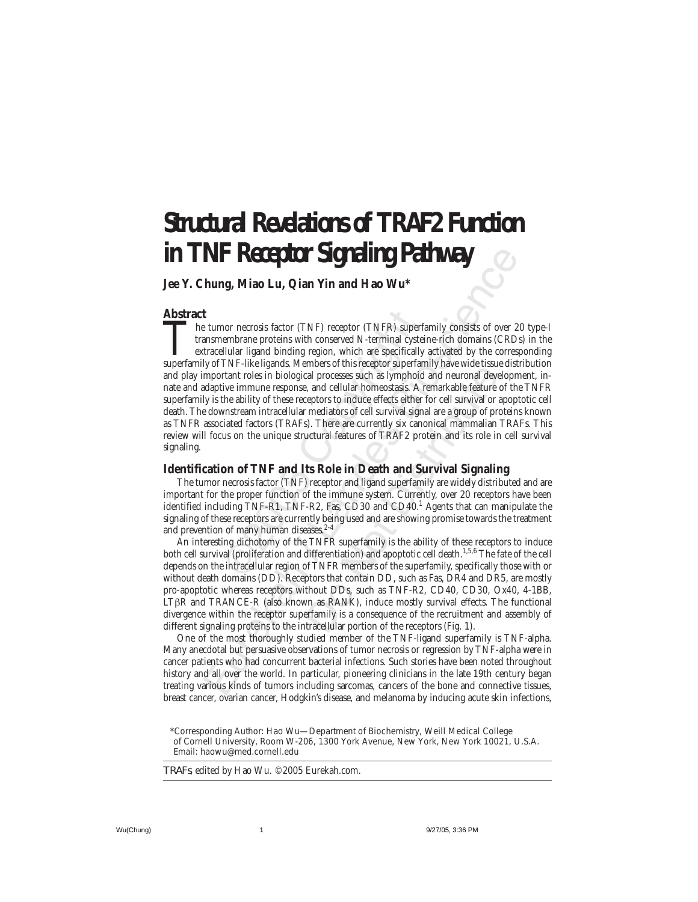# Structural Revelations of TRAF2 Function in TNF Receptor Signaling Pathway

**Jee Y. Chung, Miao Lu, Qian Yin and Hao Wu***

## Abstract

The tumor necrosis factor (TNF) receptor (TNFR) superfamily consists of over 20 type-I transmembrane proteins with conserved N-terminal cysteine-rich domains (CRDs) in the extracellular ligand binding region, which are specifically activated by the corresponding superfamily of TNF-like ligands. Members of this receptor superfamily have wide tissue distribution and play important roles in biological processes such as lymphoid and neuronal development, innate and adaptive immune response, and cellular homeostasis. A remarkable feature of the TNFR superfamily is the ability of these receptors to induce effects either for cell survival or apoptotic cell death. The downstream intracellular mediators of cell survival signal are a group of proteins known as TNFR associated factors (TRAFs). There are currently six canonical mammalian TRAFs. This review will focus on the unique structural features of TRAF2 protein and its role in cell survival signaling.

## Identification of TNF and Its Role in Death and Survival Signaling

The tumor necrosis factor (TNF) receptor and ligand superfamily are widely distributed and are important for the proper function of the immune system. Currently, over 20 receptors have been identified including TNF-R1, TNF-R2, Fas, CD30 and CD40.[1] Agents that can manipulate the signaling of these receptors are currently being used and are showing promise towards the treatment and prevention of many human diseases.[2-4]

An interesting dichotomy of the TNFR superfamily is the ability of these receptors to induce both cell survival (proliferation and differentiation) and apoptotic cell death.[1,5,6] The fate of the cell depends on the intracellular region of TNFR members of the superfamily, specifically those with or without death domains (DD). Receptors that contain DD, such as Fas, DR4 and DR5, are mostly pro-apoptotic whereas receptors without DDs, such as TNF-R2, CD40, CD30, Ox40, 4-1BB, LTβR and TRANCE-R (also known as RANK), induce mostly survival effects. The functional divergence within the receptor superfamily is a consequence of the recruitment and assembly of different signaling proteins to the intracellular portion of the receptors (Fig. 1).

One of the most thoroughly studied member of the TNF-ligand superfamily is TNF-alpha. Many anecdotal but persuasive observations of tumor necrosis or regression by TNF-alpha were in cancer patients who had concurrent bacterial infections. Such stories have been noted throughout history and all over the world. In particular, pioneering clinicians in the late 19th century began treating various kinds of tumors including sarcomas, cancers of the bone and connective tissues, breast cancer, ovarian cancer, Hodgkin's disease, and melanoma by inducing acute skin infections,

*Corresponding Author: Hao Wu—Department of Biochemistry, Weill Medical College of Cornell University, Room W-206, 1300 York Avenue, New York, New York 10021, U.S.A. Email: haowu@med.cornell.edu

*TRAFs*, edited by Hao Wu. ©2005 Eurekah.com.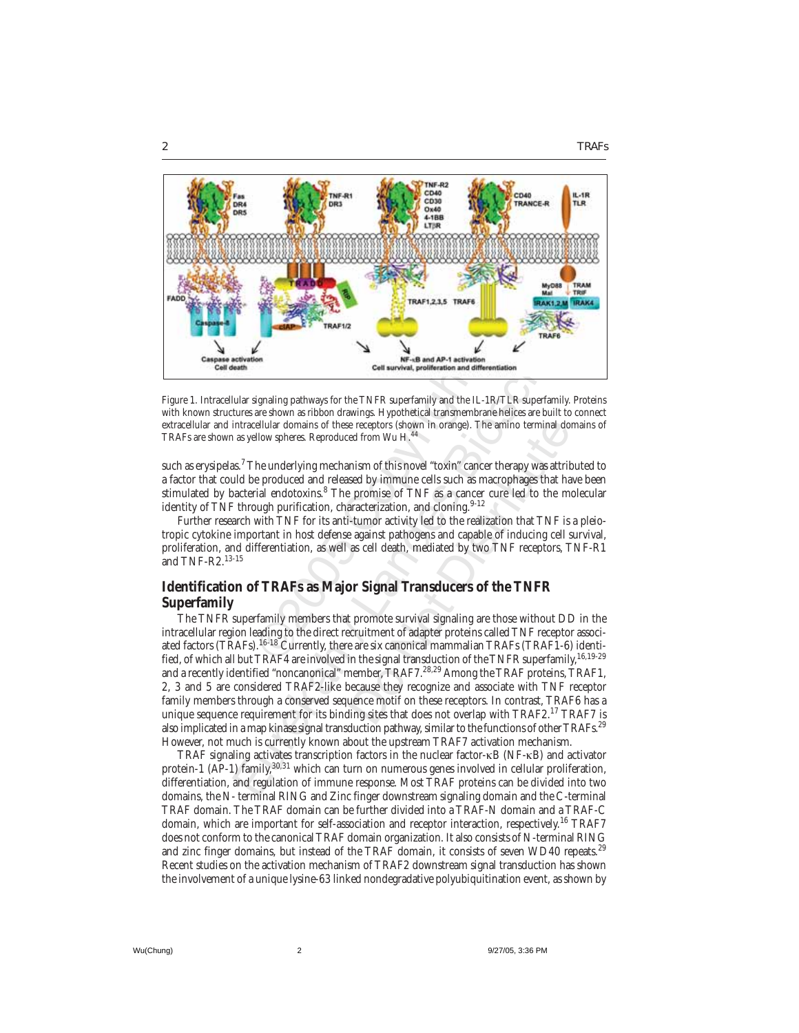Figure 1. Intracellular signaling pathways for the TNFR superfamily and the IL-1R/TLR superfamily. Proteins with known structures are shown as ribbon drawings. Hypothetical transmembrane helices are built to connect extracellular and intracellular domains of these receptors (shown in orange). The amino terminal domains of TRAFs are shown as yellow spheres. Reproduced from Wu H.[44]

such as erysipelas.[7] The underlying mechanism of this novel "toxin" cancer therapy was attributed to a factor that could be produced and released by immune cells such as macrophages that have been stimulated by bacterial endotoxins.[8] The promise of TNF as a cancer cure led to the molecular identity of TNF through purification, characterization, and cloning.[9-12]

Further research with TNF for its anti-tumor activity led to the realization that TNF is a pleiotropic cytokine important in host defense against pathogens and capable of inducing cell survival, proliferation, and differentiation, as well as cell death, mediated by two TNF receptors, TNF-R1 and TNF-R2.[13-15]

## Identification of TRAFs as Major Signal Transducers of the TNFR Superfamily

The TNFR superfamily members that promote survival signaling are those without DD in the intracellular region leading to the direct recruitment of adapter proteins called TNF receptor associated factors (TRAFs).[16-18] Currently, there are six canonical mammalian TRAFs (TRAF1-6) identified, of which all but TRAF4 are involved in the signal transduction of the TNFR superfamily,[16,19-29] and a recently identified "noncanonical" member, TRAF7.[28,29] Among the TRAF proteins, TRAF1, 2, 3 and 5 are considered TRAF2-like because they recognize and associate with TNF receptor family members through a conserved sequence motif on these receptors. In contrast, TRAF6 has a unique sequence requirement for its binding sites that does not overlap with TRAF2.[17] TRAF7 is also implicated in a map kinase signal transduction pathway, similar to the functions of other TRAFs.[29] However, not much is currently known about the upstream TRAF7 activation mechanism.

TRAF signaling activates transcription factors in the nuclear factor-κB (NF-κB) and activator protein-1 (AP-1) family,[30,31] which can turn on numerous genes involved in cellular proliferation, differentiation, and regulation of immune response. Most TRAF proteins can be divided into two domains, the N- terminal RING and Zinc finger downstream signaling domain and the C-terminal TRAF domain. The TRAF domain can be further divided into a TRAF-N domain and a TRAF-C domain, which are important for self-association and receptor interaction, respectively.[16] TRAF7 does not conform to the canonical TRAF domain organization. It also consists of N-terminal RING and zinc finger domains, but instead of the TRAF domain, it consists of seven WD40 repeats.[29] Recent studies on the activation mechanism of TRAF2 downstream signal transduction has shown the involvement of a unique lysine-63 linked nondegradative polyubiquitination event, as shown by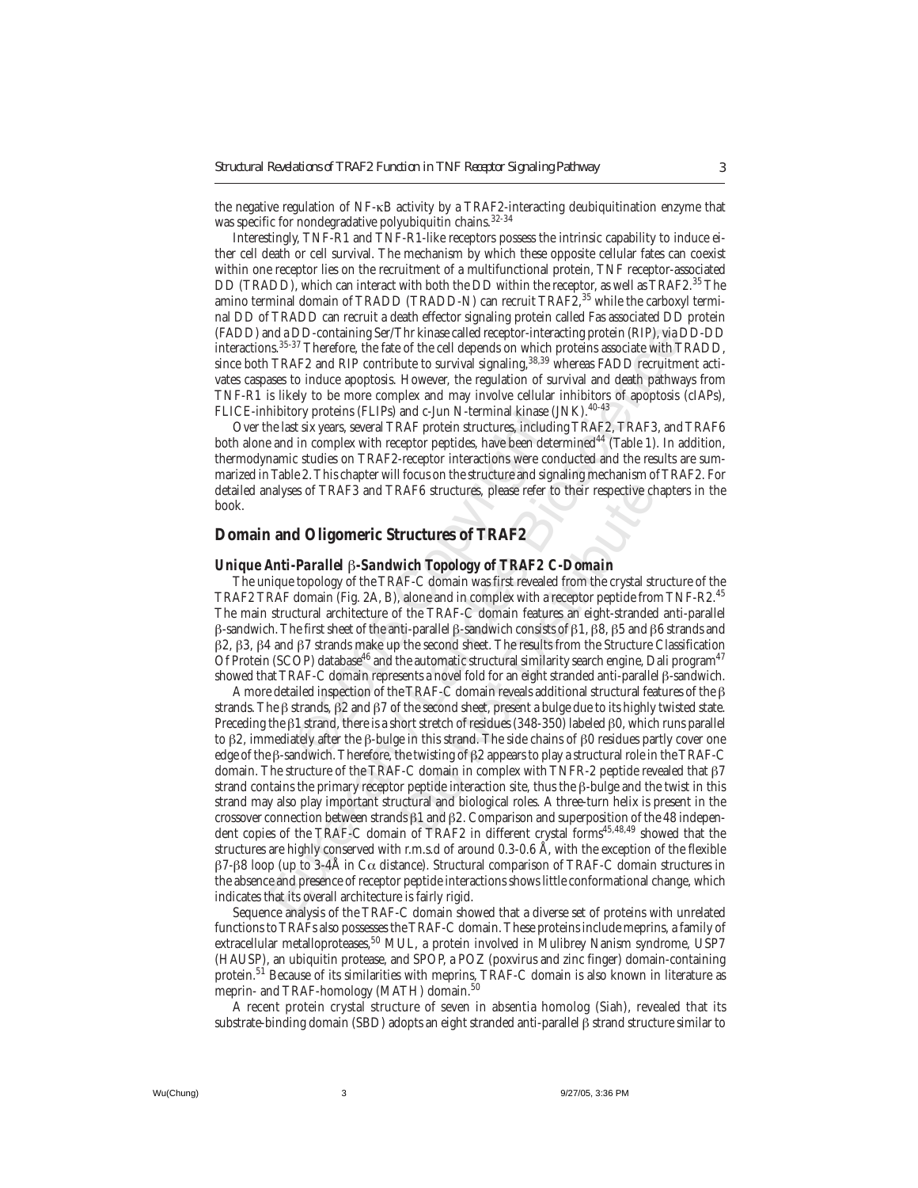the negative regulation of NF-κB activity by a TRAF2-interacting deubiquitination enzyme that was specific for nondegradative polyubiquitin chains.[32-34]

Interestingly, TNF-R1 and TNF-R1-like receptors possess the intrinsic capability to induce either cell death or cell survival. The mechanism by which these opposite cellular fates can coexist within one receptor lies on the recruitment of a multifunctional protein, TNF receptor-associated DD (TRADD), which can interact with both the DD within the receptor, as well as TRAF2.[35] The amino terminal domain of TRADD (TRADD-N) can recruit TRAF2,[35] while the carboxyl terminal DD of TRADD can recruit a death effector signaling protein called Fas associated DD protein (FADD) and a DD-containing Ser/Thr kinase called receptor-interacting protein (RIP), via DD-DD interactions.[35-37] Therefore, the fate of the cell depends on which proteins associate with TRADD, since both TRAF2 and RIP contribute to survival signaling,[38,39] whereas FADD recruitment activates caspases to induce apoptosis. However, the regulation of survival and death pathways from TNF-R1 is likely to be more complex and may involve cellular inhibitors of apoptosis (cIAPs), FLICE-inhibitory proteins (FLIPs) and c-Jun N-terminal kinase (JNK).[40-43]

Over the last six years, several TRAF protein structures, including TRAF2, TRAF3, and TRAF6 both alone and in complex with receptor peptides, have been determined[44] (Table 1). In addition, thermodynamic studies on TRAF2-receptor interactions were conducted and the results are summarized in Table 2. This chapter will focus on the structure and signaling mechanism of TRAF2. For detailed analyses of TRAF3 and TRAF6 structures, please refer to their respective chapters in the book.

## Domain and Oligomeric Structures of TRAF2

### *Unique Anti-Parallel β-Sandwich Topology of TRAF2 C-Domain*

The unique topology of the TRAF-C domain was first revealed from the crystal structure of the TRAF2 TRAF domain (Fig. 2A, B), alone and in complex with a receptor peptide from TNF-R2.[45] The main structural architecture of the TRAF-C domain features an eight-stranded anti-parallel β-sandwich. The first sheet of the anti-parallel β-sandwich consists of β1, β8, β5 and β6 strands and β2, β3, β4 and β7 strands make up the second sheet. The results from the Structure Classification Of Protein (SCOP) database[46] and the automatic structural similarity search engine, Dali program[47] showed that TRAF-C domain represents a novel fold for an eight stranded anti-parallel β-sandwich.

A more detailed inspection of the TRAF-C domain reveals additional structural features of the β strands. The β strands, β2 and β7 of the second sheet, present a bulge due to its highly twisted state. Preceding the β1 strand, there is a short stretch of residues (348-350) labeled β0, which runs parallel to β2, immediately after the β-bulge in this strand. The side chains of β0 residues partly cover one edge of the β-sandwich. Therefore, the twisting of β2 appears to play a structural role in the TRAF-C domain. The structure of the TRAF-C domain in complex with TNFR-2 peptide revealed that β7 strand contains the primary receptor peptide interaction site, thus the β-bulge and the twist in this strand may also play important structural and biological roles. A three-turn helix is present in the crossover connection between strands β1 and β2. Comparison and superposition of the 48 independent copies of the TRAF-C domain of TRAF2 in different crystal forms[45,48,49] showed that the structures are highly conserved with r.m.s.d of around 0.3-0.6 Å, with the exception of the flexible β7-β8 loop (up to 3-4Å in Cα distance). Structural comparison of TRAF-C domain structures in the absence and presence of receptor peptide interactions shows little conformational change, which indicates that its overall architecture is fairly rigid.

Sequence analysis of the TRAF-C domain showed that a diverse set of proteins with unrelated functions to TRAFs also possesses the TRAF-C domain. These proteins include meprins, a family of extracellular metalloproteases,[50] MUL, a protein involved in Mulibrey Nanism syndrome, USP7 (HAUSP), an ubiquitin protease, and SPOP, a POZ (poxvirus and zinc finger) domain-containing protein.[51] Because of its similarities with meprins, TRAF-C domain is also known in literature as meprin- and TRAF-homology (MATH) domain.[50]

A recent protein crystal structure of seven in absentia homolog (Siah), revealed that its substrate-binding domain (SBD) adopts an eight stranded anti-parallel β strand structure similar to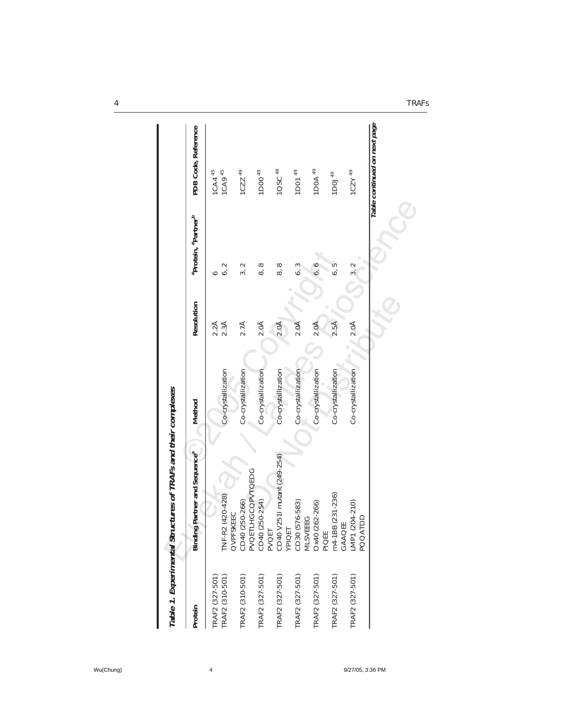**Table 1. Experimental Structures of TRAFs and their complexes**

| Protein | Binding Partner and Sequence[a] | Method | Resolution | #Protein, #Partner[b] | PDB Code, Reference |
|---|---|---|---|---|---|
| TRAF2 (327-501) | | | 2.2Å | 6 | 1CA4[45] |
| TRAF2 (310-501) | TNF-R2 (420-428) QVPFSKEEC | Co-crystallization | 2.3Å | 6, 2 | 1CA9[45] |
| TRAF2 (310-501) | CD40 (250-266) PVQETLHGCQPVTQEDG | Co-crystallization | 2.7Å | 3, 2 | 1CZZ[49] |
| TRAF2 (327-501) | CD40 (250-254) PVQET | Co-crystallization | 2.0Å | 8, 8 | 1D00[49] |
| TRAF2 (327-501) | CD40 V251I mutant (249-254) YPIQET | Co-crystallization | 2.0Å | 8, 8 | 1QSC[48] |
| TRAF2 (327-501) | CD30 (576-583) MLSVEEEG | Co-crystallization | 2.0Å | 6, 3 | 1D01[49] |
| TRAF2 (327-501) | Ox40 (262-266) PIQEE | Co-crystallization | 2.0Å | 6, 6 | 1D0A[49] |
| TRAF2 (327-501) | m4-1BB (231-236) GAAQEE | Co-crystallization | 2.5Å | 6, 5 | 1D0J[49] |
| TRAF2 (327-501) | LMP1 (204-210) PQQATDD | Co-crystallization | 2.0Å | 3, 2 | 1CZY[49] |

*Table continued on next page*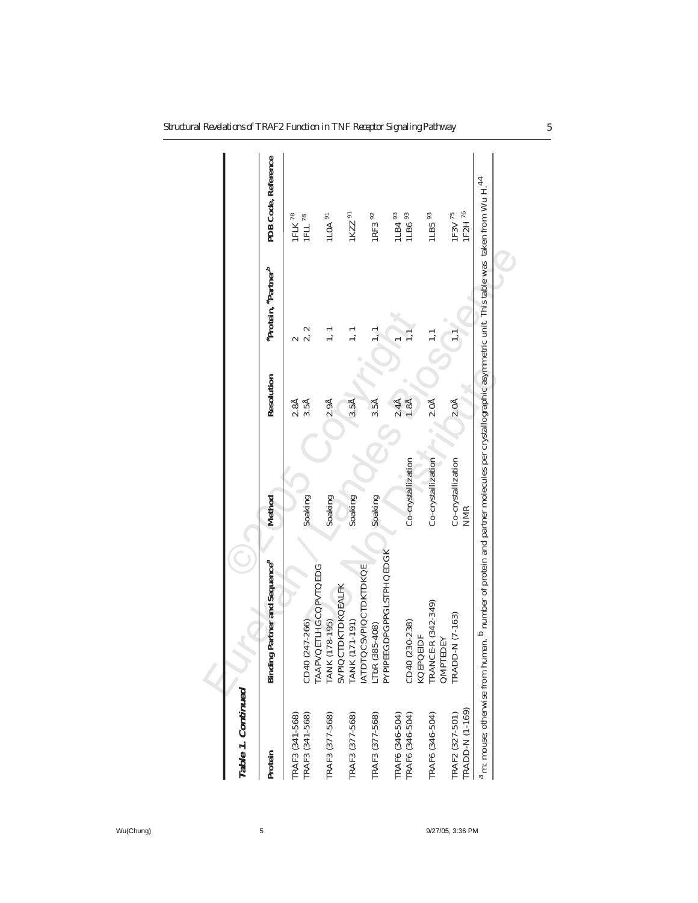**Table 1. Continued**

| Protein | Binding Partner and Sequence[a] | Method | Resolution | #Protein, #Partner[b] | PDB Code, Reference |
|---|---|---|---|---|---|
| TRAF3 (341-568) | | | 2.8Å | 2 | 1FLK [78] |
| TRAF3 (341-568) | CD40 (247-266) TAAPVQETLHGCQPVTQEDG | Soaking | 3.5Å | 2, 2 | 1FLL [78] |
| TRAF3 (377-568) | TANK (178-195) SVPIQCTDKTDKQEALFK | Soaking | 2.9Å | 1, 1 | 1L0A [91] |
| TRAF3 (377-568) | TANK (171-191) IATDTQCSVPIQCTDKTDKQE | Soaking | 3.5Å | 1, 1 | 1KZZ [91] |
| TRAF3 (377-568) | LTbR (385-408) PYPIPEEGDPGPPGLSTPHQEDGK | Soaking | 3.5Å | 1, 1 | 1RF3 [92] |
| TRAF6 (346-504) | | | 2.4Å | 1 | 1LB4 [93] |
| TRAF6 (346-504) | CD40 (230-238) KQEPQEIDF | Co-crystallization | 1.8Å | 1,1 | 1LB6 [93] |
| TRAF6 (346-504) | TRANCE-R (342-349) QMPTEDEY | Co-crystallization | 2.0Å | 1,1 | 1LB5 [93] |
| TRAF2 (327-501) | TRADD-N (7-163) | Co-crystallization | 2.0Å | 1,1 | 1F3V [75] |
| TRADD-N (1-169) | | NMR | | | 1F2H [76] |

[a] m: mouse; otherwise from human. [b] number of protein and partner molecules per crystallographic asymmetric unit. This table was taken from Wu H.[44]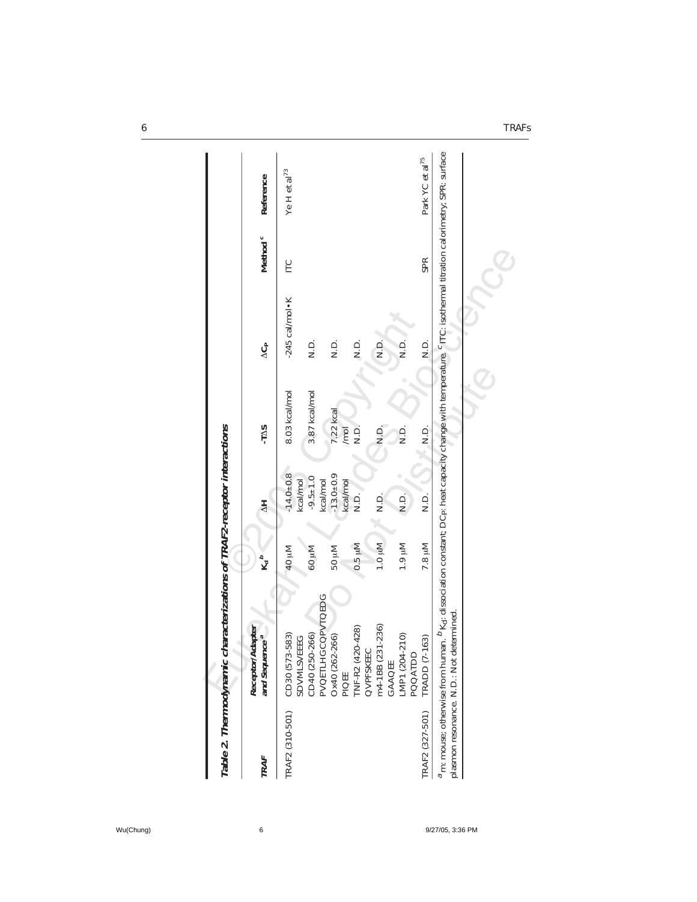**Table 2. Thermodynamic characterizations of TRAF2-receptor interactions**

| TRAF | Receptor/Adapter and Sequence [a] | $K_d$ [b] | ΔH | -TΔS | $ΔC_P$ | Method [c] | Reference |
|---|---|---|---|---|---|---|---|
| TRAF2 (310-501) | CD30 (573-583) SDVMLSVEEEG | 40 μM | -14.0±0.8 kcal/mol | 8.03 kcal/mol | -245 cal/mol•K | ITC | Ye H et al[73] |
| | CD40 (250-266) PVQETLHGCQPVTQEDG | 60 μM | -9.5±1.0 kcal/mol | 3.87 kcal/mol | N.D. | | |
| | Ox40 (262-266) PIQEE | 50 μM | -13.0±0.9 kcal/mol | 7.22 kcal /mol | N.D. | | |
| | TNF-R2 (420-428) QVPFSKEEC | 0.5 μM | N.D. | N.D. | N.D. | | |
| | m4-1BB (231-236) GAAQEE | 1.0 μM | N.D. | N.D. | N.D. | | |
| | LMP1 (204-210) PQQATDD | 1.9 μM | N.D. | N.D. | N.D. | | |
| TRAF2 (327-501) | TRADD (7-163) | 7.8 μM | N.D. | N.D. | N.D. | SPR | Park YC et al[75] |

[a] m: mouse; otherwise from human. [b] $K_d$: dissociation constant; DCp: heat capacity change with temperature. [c] ITC: isothermal titration calorimetry; SPR: surface plasmon resonance. N.D.: Not determined.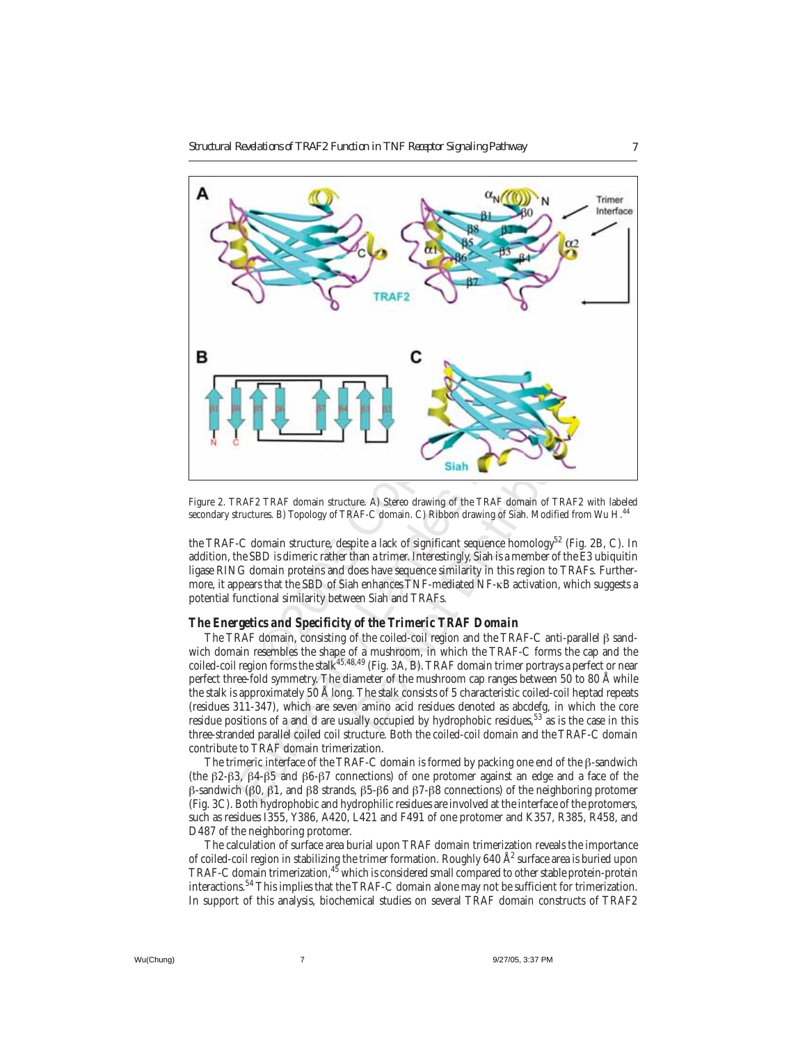Figure 2. TRAF2 TRAF domain structure. A) Stereo drawing of the TRAF domain of TRAF2 with labeled secondary structures. B) Topology of TRAF-C domain. C) Ribbon drawing of Siah. Modified from Wu H.[44]

the TRAF-C domain structure, despite a lack of significant sequence homology[52] (Fig. 2B, C). In addition, the SBD is dimeric rather than a trimer. Interestingly, Siah is a member of the E3 ubiquitin ligase RING domain proteins and does have sequence similarity in this region to TRAFs. Furthermore, it appears that the SBD of Siah enhances TNF-mediated NF-κB activation, which suggests a potential functional similarity between Siah and TRAFs.

### *The Energetics and Specificity of the Trimeric TRAF Domain*

The TRAF domain, consisting of the coiled-coil region and the TRAF-C anti-parallel β sandwich domain resembles the shape of a mushroom, in which the TRAF-C forms the cap and the coiled-coil region forms the stalk[45,48,49] (Fig. 3A, B). TRAF domain trimer portrays a perfect or near perfect three-fold symmetry. The diameter of the mushroom cap ranges between 50 to 80 Å while the stalk is approximately 50 Å long. The stalk consists of 5 characteristic coiled-coil heptad repeats (residues 311-347), which are seven amino acid residues denoted as abcdefg, in which the core residue positions of a and d are usually occupied by hydrophobic residues,[53] as is the case in this three-stranded parallel coiled coil structure. Both the coiled-coil domain and the TRAF-C domain contribute to TRAF domain trimerization.

The trimeric interface of the TRAF-C domain is formed by packing one end of the β-sandwich (the β2-β3, β4-β5 and β6-β7 connections) of one protomer against an edge and a face of the β-sandwich (β0, β1, and β8 strands, β5-β6 and β7-β8 connections) of the neighboring protomer (Fig. 3C). Both hydrophobic and hydrophilic residues are involved at the interface of the protomers, such as residues I355, Y386, A420, L421 and F491 of one protomer and K357, R385, R458, and D487 of the neighboring protomer.

The calculation of surface area burial upon TRAF domain trimerization reveals the importance of coiled-coil region in stabilizing the trimer formation. Roughly 640 $Å^2$ surface area is buried upon TRAF-C domain trimerization,[45] which is considered small compared to other stable protein-protein interactions.[54] This implies that the TRAF-C domain alone may not be sufficient for trimerization. In support of this analysis, biochemical studies on several TRAF domain constructs of TRAF2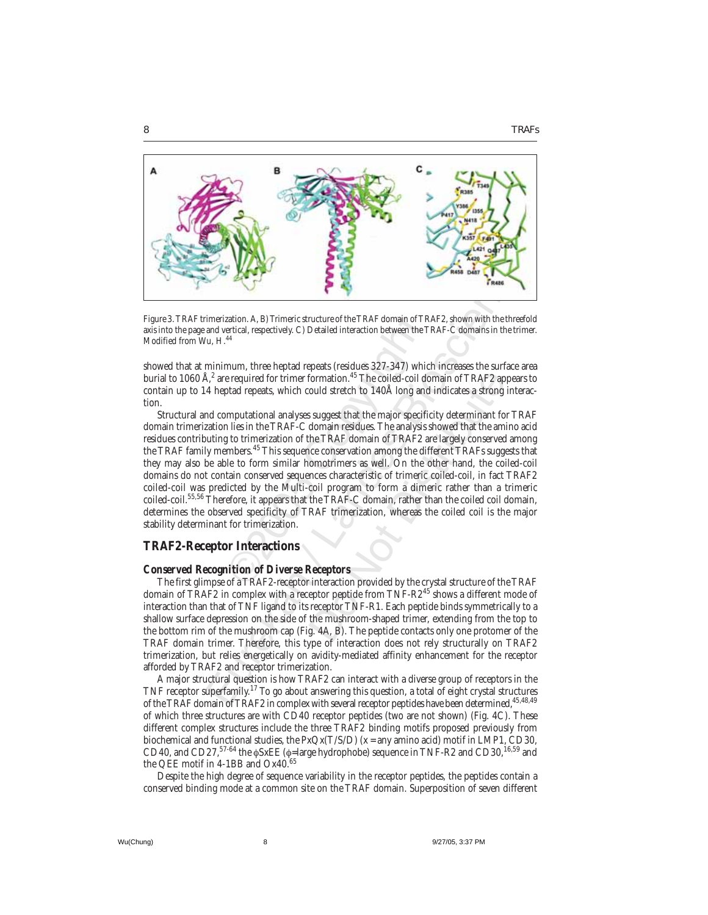Figure 3. TRAF trimerization. A, B) Trimeric structure of the TRAF domain of TRAF2, shown with the threefold axis into the page and vertical, respectively. C) Detailed interaction between the TRAF-C domains in the trimer. Modified from Wu, H.[44]

showed that at minimum, three heptad repeats (residues 327-347) which increases the surface area burial to 1060 Å,[2] are required for trimer formation.[45] The coiled-coil domain of TRAF2 appears to contain up to 14 heptad repeats, which could stretch to 140Å long and indicates a strong interaction.

Structural and computational analyses suggest that the major specificity determinant for TRAF domain trimerization lies in the TRAF-C domain residues. The analysis showed that the amino acid residues contributing to trimerization of the TRAF domain of TRAF2 are largely conserved among the TRAF family members.[45] This sequence conservation among the different TRAFs suggests that they may also be able to form similar homotrimers as well. On the other hand, the coiled-coil domains do not contain conserved sequences characteristic of trimeric coiled-coil, in fact TRAF2 coiled-coil was predicted by the Multi-coil program to form a dimeric rather than a trimeric coiled-coil.[55,56] Therefore, it appears that the TRAF-C domain, rather than the coiled coil domain, determines the observed specificity of TRAF trimerization, whereas the coiled coil is the major stability determinant for trimerization.

## TRAF2-Receptor Interactions

### Conserved Recognition of Diverse Receptors

The first glimpse of a TRAF2-receptor interaction provided by the crystal structure of the TRAF domain of TRAF2 in complex with a receptor peptide from TNF-R2[45] shows a different mode of interaction than that of TNF ligand to its receptor TNF-R1. Each peptide binds symmetrically to a shallow surface depression on the side of the mushroom-shaped trimer, extending from the top to the bottom rim of the mushroom cap (Fig. 4A, B). The peptide contacts only one protomer of the TRAF domain trimer. Therefore, this type of interaction does not rely structurally on TRAF2 trimerization, but relies energetically on avidity-mediated affinity enhancement for the receptor afforded by TRAF2 and receptor trimerization.

A major structural question is how TRAF2 can interact with a diverse group of receptors in the TNF receptor superfamily.[17] To go about answering this question, a total of eight crystal structures of the TRAF domain of TRAF2 in complex with several receptor peptides have been determined,[45,48,49] of which three structures are with CD40 receptor peptides (two are not shown) (Fig. 4C). These different complex structures include the three TRAF2 binding motifs proposed previously from biochemical and functional studies, the PxQx(T/S/D) (x = any amino acid) motif in LMP1, CD30, CD40, and CD27,[57-64] the $\phi$SxEE ($\phi$=large hydrophobe) sequence in TNF-R2 and CD30,[16,59] and the QEE motif in 4-1BB and Ox40.[65]

Despite the high degree of sequence variability in the receptor peptides, the peptides contain a conserved binding mode at a common site on the TRAF domain. Superposition of seven different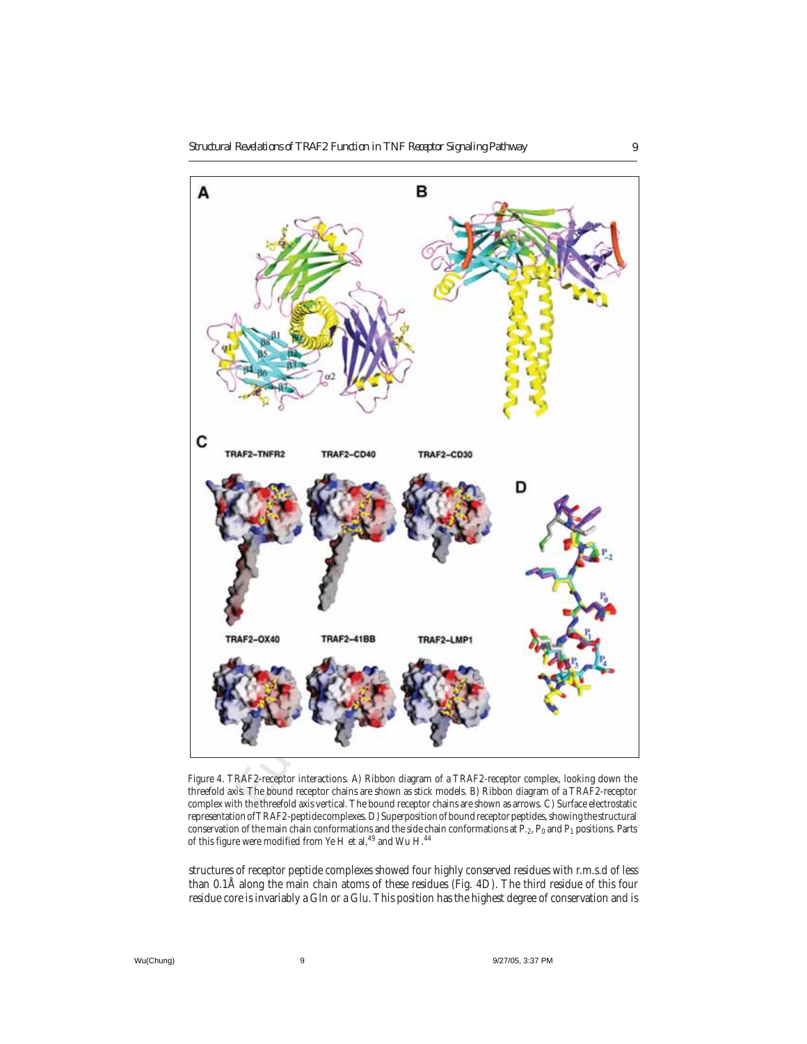Figure 4. TRAF2-receptor interactions. A) Ribbon diagram of a TRAF2-receptor complex, looking down the threefold axis. The bound receptor chains are shown as stick models. B) Ribbon diagram of a TRAF2-receptor complex with the threefold axis vertical. The bound receptor chains are shown as arrows. C) Surface electrostatic representation of TRAF2-peptide complexes. D) Superposition of bound receptor peptides, showing the structural conservation of the main chain conformations and the side chain conformations at $P_{-2}$, $P_0$ and $P_1$ positions. Parts of this figure were modified from Ye H et al,[49] and Wu H.[44]

structures of receptor peptide complexes showed four highly conserved residues with r.m.s.d of less than 0.1Å along the main chain atoms of these residues (Fig. 4D). The third residue of this four residue core is invariably a Gln or a Glu. This position has the highest degree of conservation and is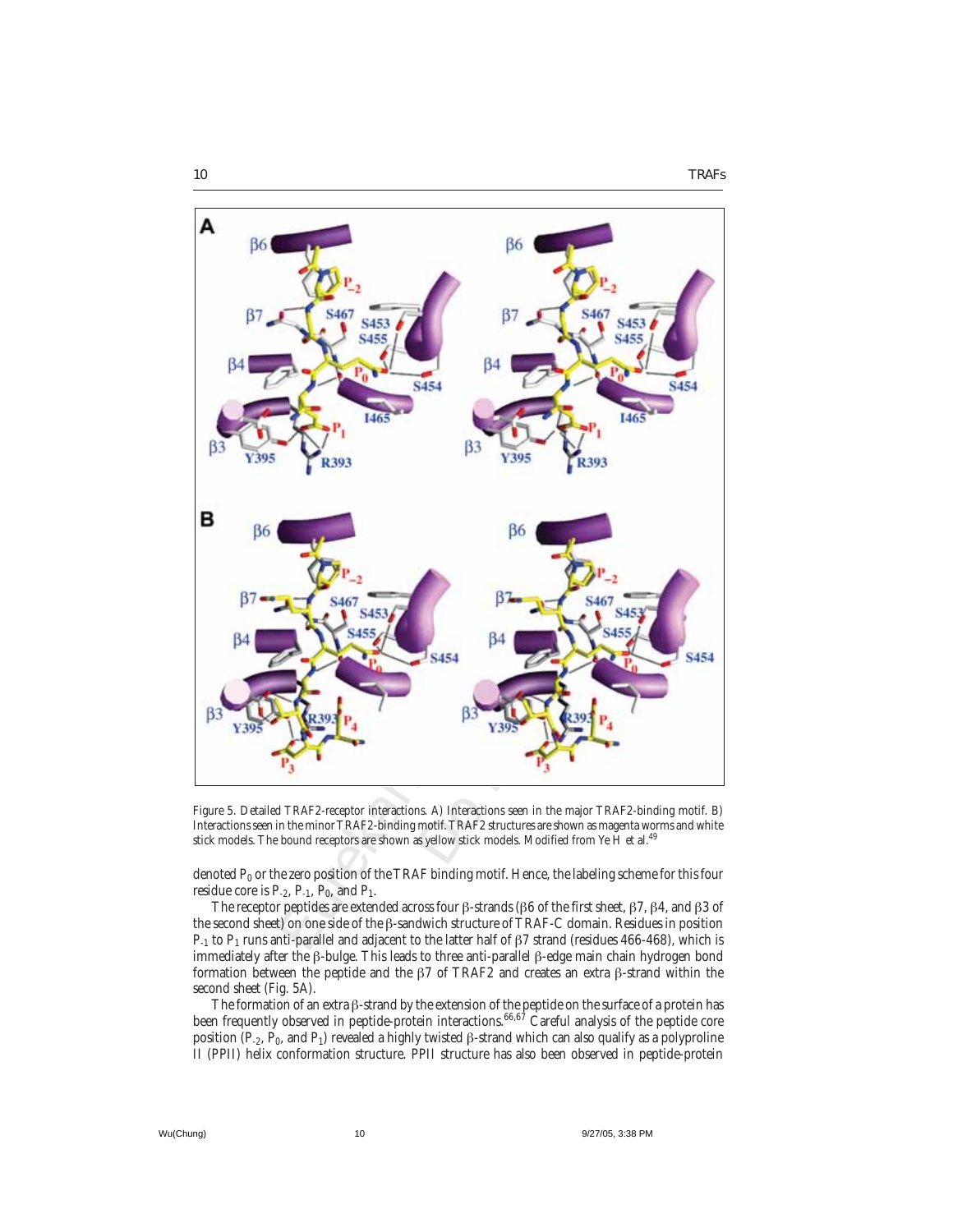Figure 5. Detailed TRAF2-receptor interactions. A) Interactions seen in the major TRAF2-binding motif. B) Interactions seen in the minor TRAF2-binding motif. TRAF2 structures are shown as magenta worms and white stick models. The bound receptors are shown as yellow stick models. Modified from Ye H et al.[49]

denoted $P_0$ or the zero position of the TRAF binding motif. Hence, the labeling scheme for this four residue core is $P_{-2}$, $P_{-1}$, $P_0$, and $P_1$.

The receptor peptides are extended across four β-strands (β6 of the first sheet, β7, β4, and β3 of the second sheet) on one side of the β-sandwich structure of TRAF-C domain. Residues in position $P_{-1}$ to $P_1$ runs anti-parallel and adjacent to the latter half of β7 strand (residues 466-468), which is immediately after the β-bulge. This leads to three anti-parallel β-edge main chain hydrogen bond formation between the peptide and the β7 of TRAF2 and creates an extra β-strand within the second sheet (Fig. 5A).

The formation of an extra β-strand by the extension of the peptide on the surface of a protein has been frequently observed in peptide-protein interactions.[66,67] Careful analysis of the peptide core position ($P_{-2}$, $P_0$, and $P_1$) revealed a highly twisted β-strand which can also qualify as a polyproline II (PPII) helix conformation structure. PPII structure has also been observed in peptide-protein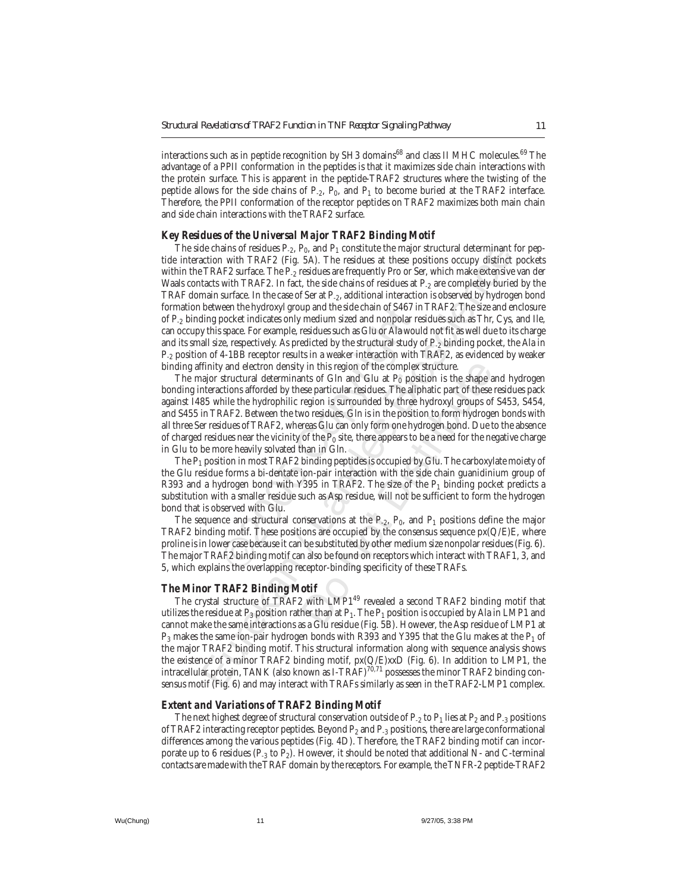interactions such as in peptide recognition by SH3 domains[68] and class II MHC molecules.[69] The advantage of a PPII conformation in the peptides is that it maximizes side chain interactions with the protein surface. This is apparent in the peptide-TRAF2 structures where the twisting of the peptide allows for the side chains of $P_{-2}$, $P_0$, and $P_1$ to become buried at the TRAF2 interface. Therefore, the PPII conformation of the receptor peptides on TRAF2 maximizes both main chain and side chain interactions with the TRAF2 surface.

### Key Residues of the Universal Major TRAF2 Binding Motif

The side chains of residues $P_{-2}$, $P_0$, and $P_1$ constitute the major structural determinant for peptide interaction with TRAF2 (Fig. 5A). The residues at these positions occupy distinct pockets within the TRAF2 surface. The $P_{-2}$ residues are frequently Pro or Ser, which make extensive van der Waals contacts with TRAF2. In fact, the side chains of residues at $P_{-2}$ are completely buried by the TRAF domain surface. In the case of Ser at $P_{-2}$, additional interaction is observed by hydrogen bond formation between the hydroxyl group and the side chain of S467 in TRAF2. The size and enclosure of $P_{-2}$ binding pocket indicates only medium sized and nonpolar residues such as Thr, Cys, and Ile, can occupy this space. For example, residues such as Glu or Ala would not fit as well due to its charge and its small size, respectively. As predicted by the structural study of $P_{-2}$ binding pocket, the Ala in $P_{-2}$ position of 4-1BB receptor results in a weaker interaction with TRAF2, as evidenced by weaker binding affinity and electron density in this region of the complex structure.

The major structural determinants of Gln and Glu at $P_0$ position is the shape and hydrogen bonding interactions afforded by these particular residues. The aliphatic part of these residues pack against I485 while the hydrophilic region is surrounded by three hydroxyl groups of S453, S454, and S455 in TRAF2. Between the two residues, Gln is in the position to form hydrogen bonds with all three Ser residues of TRAF2, whereas Glu can only form one hydrogen bond. Due to the absence of charged residues near the vicinity of the $P_0$ site, there appears to be a need for the negative charge in Glu to be more heavily solvated than in Gln.

The $P_1$ position in most TRAF2 binding peptides is occupied by Glu. The carboxylate moiety of the Glu residue forms a bi-dentate ion-pair interaction with the side chain guanidinium group of R393 and a hydrogen bond with Y395 in TRAF2. The size of the $P_1$ binding pocket predicts a substitution with a smaller residue such as Asp residue, will not be sufficient to form the hydrogen bond that is observed with Glu.

The sequence and structural conservations at the $P_{-2}$, $P_0$, and $P_1$ positions define the major TRAF2 binding motif. These positions are occupied by the consensus sequence px(Q/E)E, where proline is in lower case because it can be substituted by other medium size nonpolar residues (Fig. 6). The major TRAF2 binding motif can also be found on receptors which interact with TRAF1, 3, and 5, which explains the overlapping receptor-binding specificity of these TRAFs.

### The Minor TRAF2 Binding Motif

The crystal structure of TRAF2 with LMP1[49] revealed a second TRAF2 binding motif that utilizes the residue at $P_3$ position rather than at $P_1$. The $P_1$ position is occupied by Ala in LMP1 and cannot make the same interactions as a Glu residue (Fig. 5B). However, the Asp residue of LMP1 at $P_3$ makes the same ion-pair hydrogen bonds with R393 and Y395 that the Glu makes at the $P_1$ of the major TRAF2 binding motif. This structural information along with sequence analysis shows the existence of a minor TRAF2 binding motif, px(Q/E)xxD (Fig. 6). In addition to LMP1, the intracellular protein, TANK (also known as I-TRAF)[70,71] possesses the minor TRAF2 binding consensus motif (Fig. 6) and may interact with TRAFs similarly as seen in the TRAF2-LMP1 complex.

### Extent and Variations of TRAF2 Binding Motif

The next highest degree of structural conservation outside of $P_{-2}$ to $P_1$ lies at $P_2$ and $P_{-3}$ positions of TRAF2 interacting receptor peptides. Beyond $P_2$ and $P_{-3}$ positions, there are large conformational differences among the various peptides (Fig. 4D). Therefore, the TRAF2 binding motif can incorporate up to 6 residues ($P_{-3}$ to $P_2$). However, it should be noted that additional N- and C-terminal contacts are made with the TRAF domain by the receptors. For example, the TNFR-2 peptide-TRAF2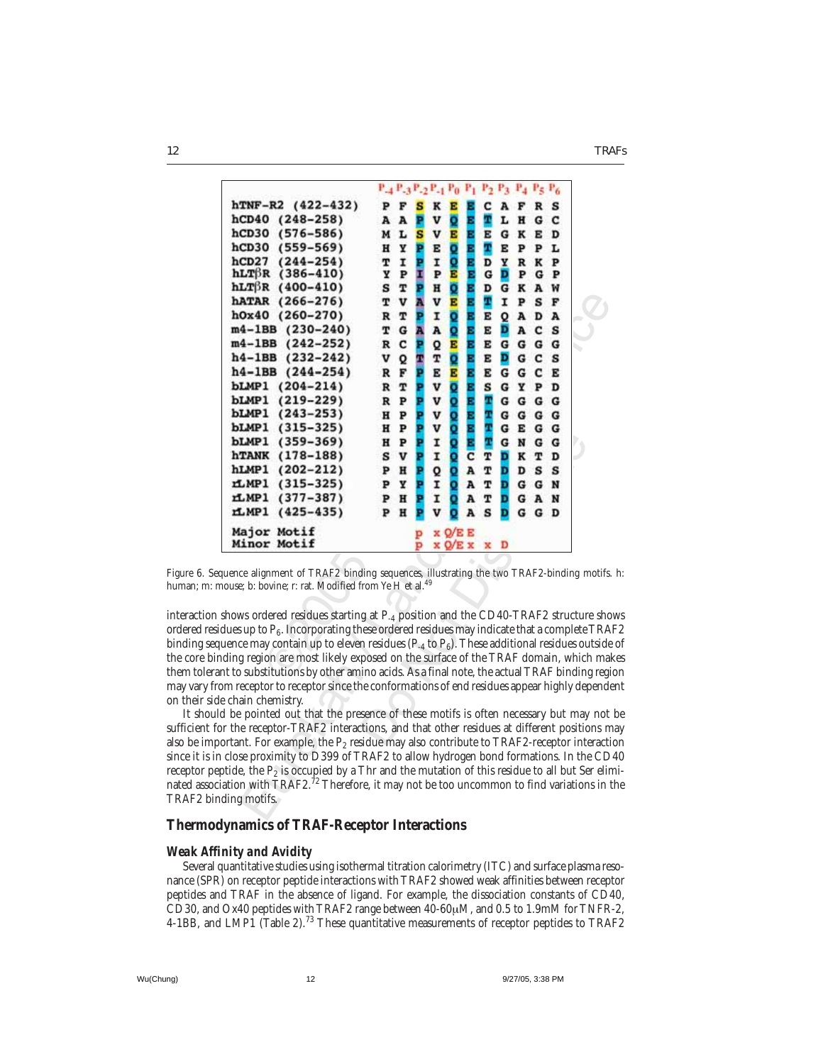| | $P_{-4}$ | $P_{-3}$ | $P_{-2}$ | $P_{-1}$ | $P_0$ | $P_1$ | $P_2$ | $P_3$ | $P_4$ | $P_5$ | $P_6$ |
|---|---|---|---|---|---|---|---|---|---|---|---|
| hTNF-R2 (422-432) | P | F | S | K | E | E | C | A | F | R | S |
| hCD40 (248-258) | A | A | P | V | Q | E | T | L | H | G | C |
| hCD30 (576-586) | M | L | S | V | E | E | E | G | K | E | D |
| hCD30 (559-569) | H | Y | P | E | Q | E | T | E | P | P | L |
| hCD27 (244-254) | T | I | P | I | Q | E | D | Y | R | K | P |
| hLTβR (386-410) | Y | P | I | P | E | E | G | D | P | G | P |
| hLTβR (400-410) | S | T | P | H | Q | E | D | G | K | A | W |
| hATAR (266-276) | T | V | A | V | E | E | T | I | P | S | F |
| hOx40 (260-270) | R | T | P | I | Q | E | E | Q | A | D | A |
| m4-1BB (230-240) | T | G | A | A | Q | E | E | D | A | C | S |
| m4-1BB (242-252) | R | C | P | Q | E | E | E | G | G | G | G |
| h4-1BB (232-242) | V | Q | T | T | Q | E | E | D | G | C | S |
| h4-1BB (244-254) | R | F | P | E | E | E | E | G | G | C | E |
| bLMP1 (204-214) | R | T | P | V | Q | E | S | G | Y | P | D |
| bLMP1 (219-229) | R | P | P | V | Q | E | T | G | G | G | G |
| bLMP1 (243-253) | H | P | P | V | Q | E | T | G | G | G | G |
| bLMP1 (315-325) | H | P | P | V | Q | E | T | G | E | G | G |
| bLMP1 (359-369) | H | P | P | I | Q | E | T | G | N | G | G |
| hTANK (178-188) | S | V | P | I | Q | C | T | D | K | T | D |
| hLMP1 (202-212) | P | H | P | Q | Q | A | T | D | D | S | S |
| rLMP1 (315-325) | P | Y | P | I | Q | A | T | D | G | G | N |
| rLMP1 (377-387) | P | H | P | I | Q | A | T | D | G | A | N |
| rLMP1 (425-435) | P | H | P | V | Q | A | S | D | G | G | D |
| Major Motif | | | p | x | Q/E | E | | | | | |
| Minor Motif | | | p | x | Q/E | x | x | D | | | |

Figure 6. Sequence alignment of TRAF2 binding sequences, illustrating the two TRAF2-binding motifs. h: human; m: mouse; b: bovine; r: rat. Modified from Ye H et al.[49]

interaction shows ordered residues starting at $P_{-4}$ position and the CD40-TRAF2 structure shows ordered residues up to $P_6$. Incorporating these ordered residues may indicate that a complete TRAF2 binding sequence may contain up to eleven residues ($P_{-4}$ to $P_6$). These additional residues outside of the core binding region are most likely exposed on the surface of the TRAF domain, which makes them tolerant to substitutions by other amino acids. As a final note, the actual TRAF binding region may vary from receptor to receptor since the conformations of end residues appear highly dependent on their side chain chemistry.

It should be pointed out that the presence of these motifs is often necessary but may not be sufficient for the receptor-TRAF2 interactions, and that other residues at different positions may also be important. For example, the $P_2$ residue may also contribute to TRAF2-receptor interaction since it is in close proximity to D399 of TRAF2 to allow hydrogen bond formations. In the CD40 receptor peptide, the $P_2$ is occupied by a Thr and the mutation of this residue to all but Ser eliminated association with TRAF2.[72] Therefore, it may not be too uncommon to find variations in the TRAF2 binding motifs.

## Thermodynamics of TRAF-Receptor Interactions

### *Weak Affinity and Avidity*

Several quantitative studies using isothermal titration calorimetry (ITC) and surface plasma resonance (SPR) on receptor peptide interactions with TRAF2 showed weak affinities between receptor peptides and TRAF in the absence of ligand. For example, the dissociation constants of CD40, CD30, and Ox40 peptides with TRAF2 range between 40-60μM, and 0.5 to 1.9mM for TNFR-2, 4-1BB, and LMP1 (Table 2).[73] These quantitative measurements of receptor peptides to TRAF2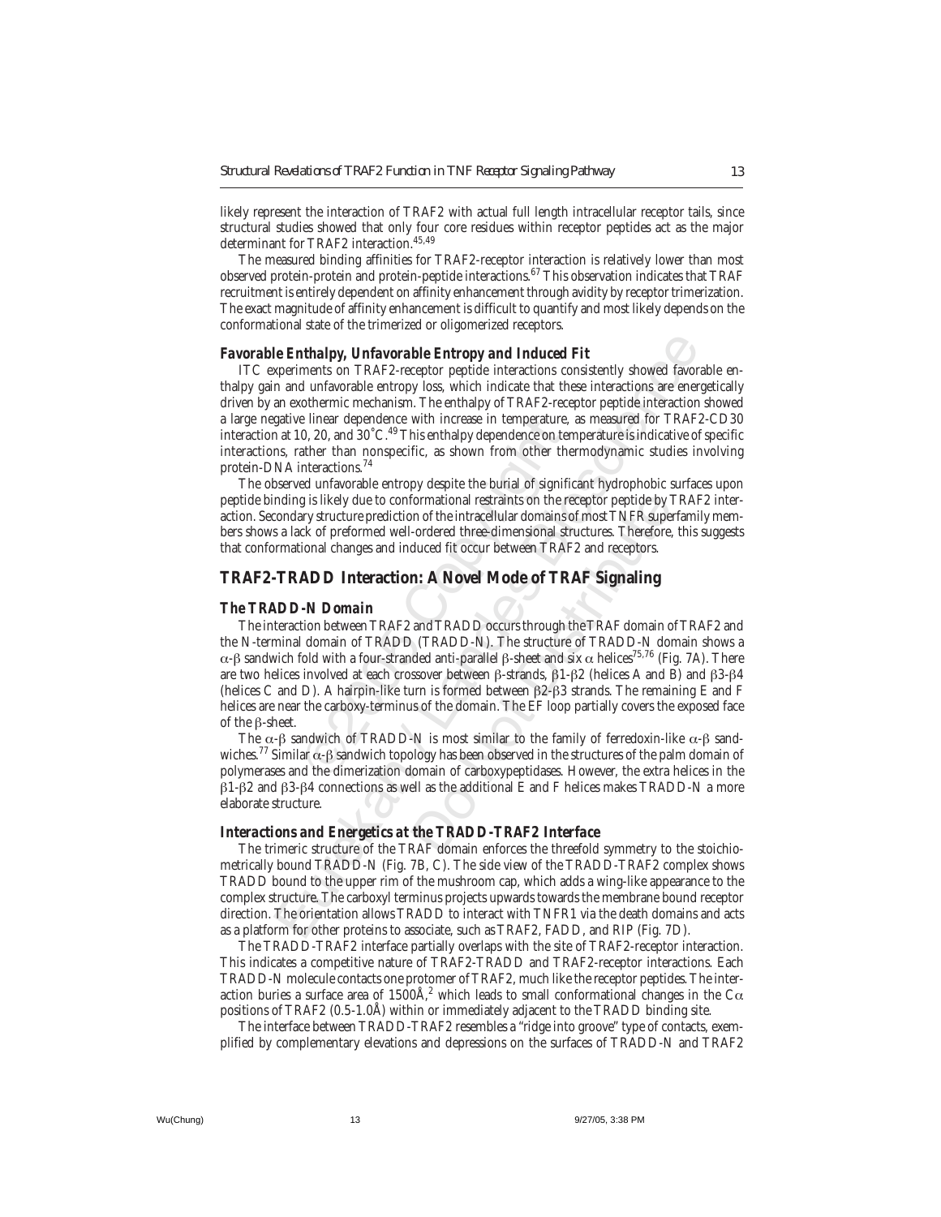likely represent the interaction of TRAF2 with actual full length intracellular receptor tails, since structural studies showed that only four core residues within receptor peptides act as the major determinant for TRAF2 interaction.[45,49]

The measured binding affinities for TRAF2-receptor interaction is relatively lower than most observed protein-protein and protein-peptide interactions.[67] This observation indicates that TRAF recruitment is entirely dependent on affinity enhancement through avidity by receptor trimerization. The exact magnitude of affinity enhancement is difficult to quantify and most likely depends on the conformational state of the trimerized or oligomerized receptors.

### *Favorable Enthalpy, Unfavorable Entropy and Induced Fit*

ITC experiments on TRAF2-receptor peptide interactions consistently showed favorable enthalpy gain and unfavorable entropy loss, which indicate that these interactions are energetically driven by an exothermic mechanism. The enthalpy of TRAF2-receptor peptide interaction showed a large negative linear dependence with increase in temperature, as measured for TRAF2-CD30 interaction at 10, 20, and 30˚C.[49] This enthalpy dependence on temperature is indicative of specific interactions, rather than nonspecific, as shown from other thermodynamic studies involving protein-DNA interactions.[74]

The observed unfavorable entropy despite the burial of significant hydrophobic surfaces upon peptide binding is likely due to conformational restraints on the receptor peptide by TRAF2 interaction. Secondary structure prediction of the intracellular domains of most TNFR superfamily members shows a lack of preformed well-ordered three-dimensional structures. Therefore, this suggests that conformational changes and induced fit occur between TRAF2 and receptors.

## TRAF2-TRADD Interaction: A Novel Mode of TRAF Signaling

### *The TRADD-N Domain*

The interaction between TRAF2 and TRADD occurs through the TRAF domain of TRAF2 and the N-terminal domain of TRADD (TRADD-N). The structure of TRADD-N domain shows a $\alpha$-$\beta$ sandwich fold with a four-stranded anti-parallel $\beta$-sheet and six $\alpha$ helices[75,76] (Fig. 7A). There are two helices involved at each crossover between $\beta$-strands, $\beta$1-$\beta$2 (helices A and B) and $\beta$3-$\beta$4 (helices C and D). A hairpin-like turn is formed between $\beta$2-$\beta$3 strands. The remaining E and F helices are near the carboxy-terminus of the domain. The EF loop partially covers the exposed face of the $\beta$-sheet.

The $\alpha$-$\beta$ sandwich of TRADD-N is most similar to the family of ferredoxin-like $\alpha$-$\beta$ sandwiches.[77] Similar $\alpha$-$\beta$ sandwich topology has been observed in the structures of the palm domain of polymerases and the dimerization domain of carboxypeptidases. However, the extra helices in the $\beta$1-$\beta$2 and $\beta$3-$\beta$4 connections as well as the additional E and F helices makes TRADD-N a more elaborate structure.

### *Interactions and Energetics at the TRADD-TRAF2 Interface*

The trimeric structure of the TRAF domain enforces the threefold symmetry to the stoichiometrically bound TRADD-N (Fig. 7B, C). The side view of the TRADD-TRAF2 complex shows TRADD bound to the upper rim of the mushroom cap, which adds a wing-like appearance to the complex structure. The carboxyl terminus projects upwards towards the membrane bound receptor direction. The orientation allows TRADD to interact with TNFR1 via the death domains and acts as a platform for other proteins to associate, such as TRAF2, FADD, and RIP (Fig. 7D).

The TRADD-TRAF2 interface partially overlaps with the site of TRAF2-receptor interaction. This indicates a competitive nature of TRAF2-TRADD and TRAF2-receptor interactions. Each TRADD-N molecule contacts one protomer of TRAF2, much like the receptor peptides. The interaction buries a surface area of 1500Å,$^2$ which leads to small conformational changes in the C$\alpha$ positions of TRAF2 (0.5-1.0Å) within or immediately adjacent to the TRADD binding site.

The interface between TRADD-TRAF2 resembles a "ridge into groove" type of contacts, exemplified by complementary elevations and depressions on the surfaces of TRADD-N and TRAF2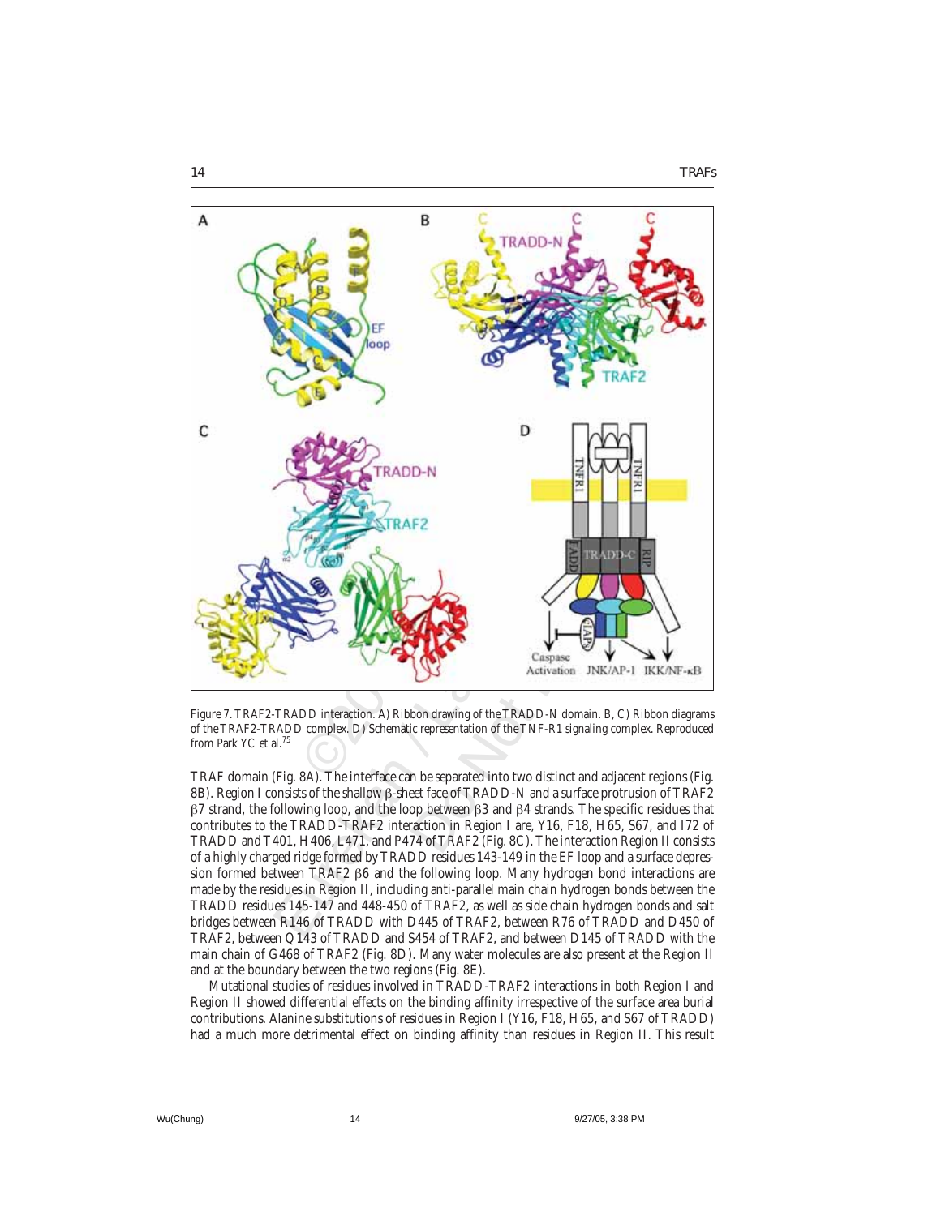Figure 7. TRAF2-TRADD interaction. A) Ribbon drawing of the TRADD-N domain. B, C) Ribbon diagrams of the TRAF2-TRADD complex. D) Schematic representation of the TNF-R1 signaling complex. Reproduced from Park YC et al.[75]

TRAF domain (Fig. 8A). The interface can be separated into two distinct and adjacent regions (Fig. 8B). Region I consists of the shallow β-sheet face of TRADD-N and a surface protrusion of TRAF2 β7 strand, the following loop, and the loop between β3 and β4 strands. The specific residues that contributes to the TRADD-TRAF2 interaction in Region I are, Y16, F18, H65, S67, and I72 of TRADD and T401, H406, L471, and P474 of TRAF2 (Fig. 8C). The interaction Region II consists of a highly charged ridge formed by TRADD residues 143-149 in the EF loop and a surface depression formed between TRAF2 β6 and the following loop. Many hydrogen bond interactions are made by the residues in Region II, including anti-parallel main chain hydrogen bonds between the TRADD residues 145-147 and 448-450 of TRAF2, as well as side chain hydrogen bonds and salt bridges between R146 of TRADD with D445 of TRAF2, between R76 of TRADD and D450 of TRAF2, between Q143 of TRADD and S454 of TRAF2, and between D145 of TRADD with the main chain of G468 of TRAF2 (Fig. 8D). Many water molecules are also present at the Region II and at the boundary between the two regions (Fig. 8E).

Mutational studies of residues involved in TRADD-TRAF2 interactions in both Region I and Region II showed differential effects on the binding affinity irrespective of the surface area burial contributions. Alanine substitutions of residues in Region I (Y16, F18, H65, and S67 of TRADD) had a much more detrimental effect on binding affinity than residues in Region II. This result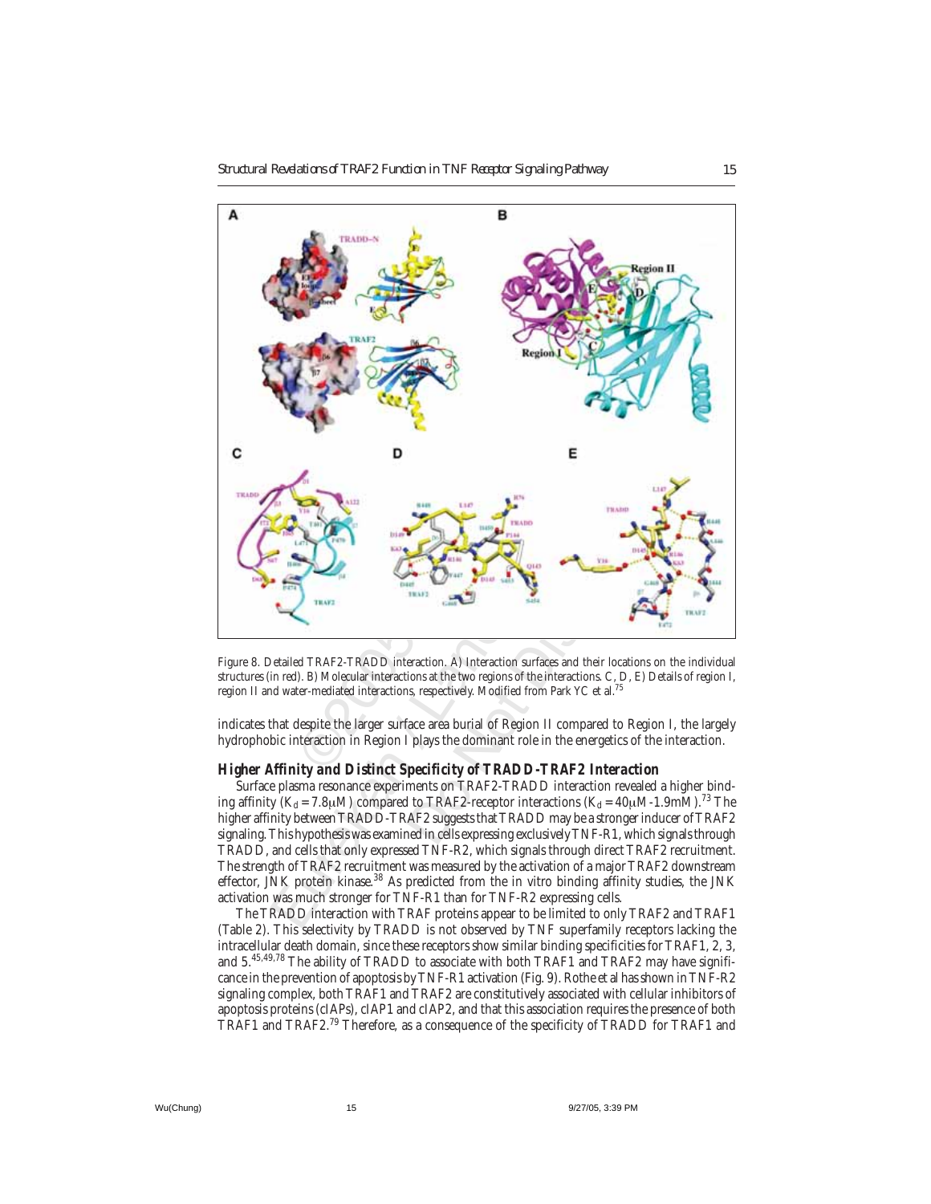Figure 8. Detailed TRAF2-TRADD interaction. A) Interaction surfaces and their locations on the individual structures (in red). B) Molecular interactions at the two regions of the interactions. C, D, E) Details of region I, region II and water-mediated interactions, respectively. Modified from Park YC et al.[75]

indicates that despite the larger surface area burial of Region II compared to Region I, the largely hydrophobic interaction in Region I plays the dominant role in the energetics of the interaction.

### Higher Affinity and Distinct Specificity of TRADD-TRAF2 Interaction

Surface plasma resonance experiments on TRAF2-TRADD interaction revealed a higher binding affinity ($K_d$ = 7.8μM) compared to TRAF2-receptor interactions ($K_d$ = 40μM-1.9mM).[73] The higher affinity between TRADD-TRAF2 suggests that TRADD may be a stronger inducer of TRAF2 signaling. This hypothesis was examined in cells expressing exclusively TNF-R1, which signals through TRADD, and cells that only expressed TNF-R2, which signals through direct TRAF2 recruitment. The strength of TRAF2 recruitment was measured by the activation of a major TRAF2 downstream effector, JNK protein kinase.[38] As predicted from the in vitro binding affinity studies, the JNK activation was much stronger for TNF-R1 than for TNF-R2 expressing cells.

The TRADD interaction with TRAF proteins appear to be limited to only TRAF2 and TRAF1 (Table 2). This selectivity by TRADD is not observed by TNF superfamily receptors lacking the intracellular death domain, since these receptors show similar binding specificities for TRAF1, 2, 3, and 5.[45,49,78] The ability of TRADD to associate with both TRAF1 and TRAF2 may have significance in the prevention of apoptosis by TNF-R1 activation (Fig. 9). Rothe et al has shown in TNF-R2 signaling complex, both TRAF1 and TRAF2 are constitutively associated with cellular inhibitors of apoptosis proteins (cIAPs), cIAP1 and cIAP2, and that this association requires the presence of both TRAF1 and TRAF2.[79] Therefore, as a consequence of the specificity of TRADD for TRAF1 and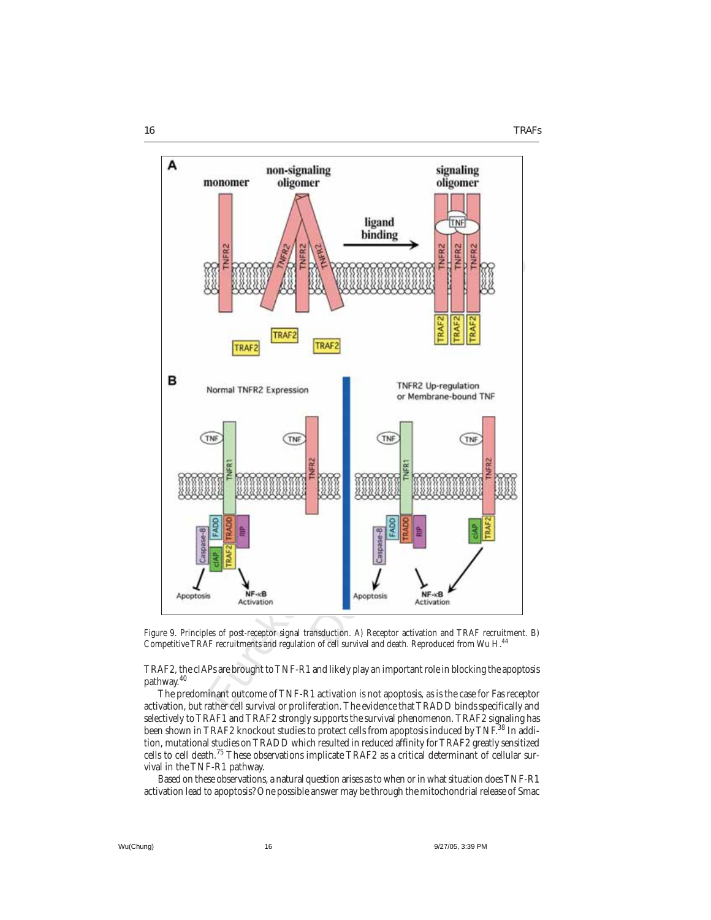Figure 9. Principles of post-receptor signal transduction. A) Receptor activation and TRAF recruitment. B) Competitive TRAF recruitments and regulation of cell survival and death. Reproduced from Wu H.[44]

TRAF2, the cIAPs are brought to TNF-R1 and likely play an important role in blocking the apoptosis pathway.[40]

The predominant outcome of TNF-R1 activation is not apoptosis, as is the case for Fas receptor activation, but rather cell survival or proliferation. The evidence that TRADD binds specifically and selectively to TRAF1 and TRAF2 strongly supports the survival phenomenon. TRAF2 signaling has been shown in TRAF2 knockout studies to protect cells from apoptosis induced by TNF.[38] In addition, mutational studies on TRADD which resulted in reduced affinity for TRAF2 greatly sensitized cells to cell death.[75] These observations implicate TRAF2 as a critical determinant of cellular survival in the TNF-R1 pathway.

Based on these observations, a natural question arises as to when or in what situation does TNF-R1 activation lead to apoptosis? One possible answer may be through the mitochondrial release of Smac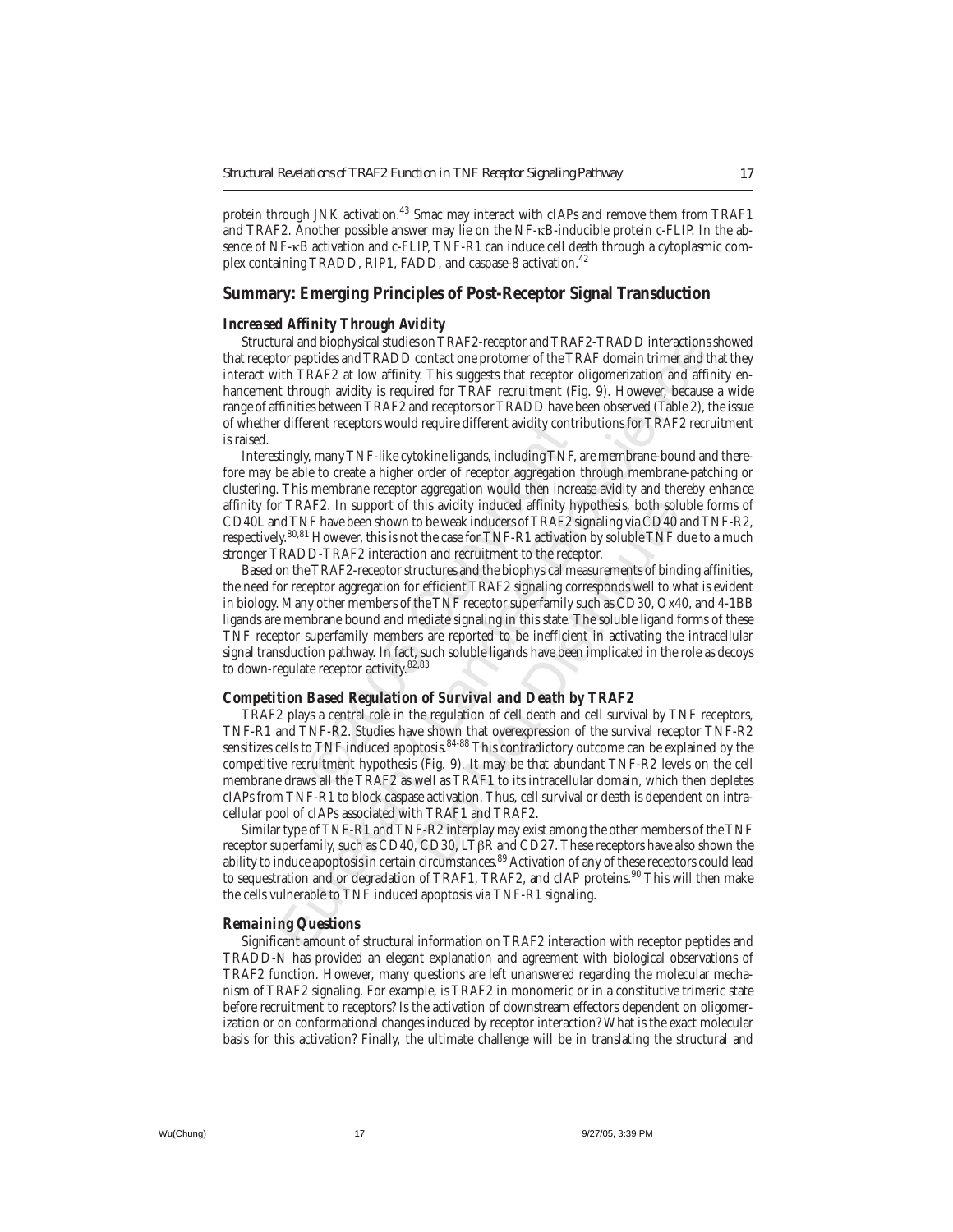protein through JNK activation.[43] Smac may interact with cIAPs and remove them from TRAF1 and TRAF2. Another possible answer may lie on the NF-κB-inducible protein c-FLIP. In the absence of NF-κB activation and c-FLIP, TNF-R1 can induce cell death through a cytoplasmic complex containing TRADD, RIP1, FADD, and caspase-8 activation.[42]

## Summary: Emerging Principles of Post-Receptor Signal Transduction

### *Increased Affinity Through Avidity*

Structural and biophysical studies on TRAF2-receptor and TRAF2-TRADD interactions showed that receptor peptides and TRADD contact one protomer of the TRAF domain trimer and that they interact with TRAF2 at low affinity. This suggests that receptor oligomerization and affinity enhancement through avidity is required for TRAF recruitment (Fig. 9). However, because a wide range of affinities between TRAF2 and receptors or TRADD have been observed (Table 2), the issue of whether different receptors would require different avidity contributions for TRAF2 recruitment is raised.

Interestingly, many TNF-like cytokine ligands, including TNF, are membrane-bound and therefore may be able to create a higher order of receptor aggregation through membrane-patching or clustering. This membrane receptor aggregation would then increase avidity and thereby enhance affinity for TRAF2. In support of this avidity induced affinity hypothesis, both soluble forms of CD40L and TNF have been shown to be weak inducers of TRAF2 signaling via CD40 and TNF-R2, respectively.[80,81] However, this is not the case for TNF-R1 activation by soluble TNF due to a much stronger TRADD-TRAF2 interaction and recruitment to the receptor.

Based on the TRAF2-receptor structures and the biophysical measurements of binding affinities, the need for receptor aggregation for efficient TRAF2 signaling corresponds well to what is evident in biology. Many other members of the TNF receptor superfamily such as CD30, Ox40, and 4-1BB ligands are membrane bound and mediate signaling in this state. The soluble ligand forms of these TNF receptor superfamily members are reported to be inefficient in activating the intracellular signal transduction pathway. In fact, such soluble ligands have been implicated in the role as decoys to down-regulate receptor activity.[82,83]

### *Competition Based Regulation of Survival and Death by TRAF2*

TRAF2 plays a central role in the regulation of cell death and cell survival by TNF receptors, TNF-R1 and TNF-R2. Studies have shown that overexpression of the survival receptor TNF-R2 sensitizes cells to TNF induced apoptosis.[84-88] This contradictory outcome can be explained by the competitive recruitment hypothesis (Fig. 9). It may be that abundant TNF-R2 levels on the cell membrane draws all the TRAF2 as well as TRAF1 to its intracellular domain, which then depletes cIAPs from TNF-R1 to block caspase activation. Thus, cell survival or death is dependent on intracellular pool of cIAPs associated with TRAF1 and TRAF2.

Similar type of TNF-R1 and TNF-R2 interplay may exist among the other members of the TNF receptor superfamily, such as CD40, CD30, LTβR and CD27. These receptors have also shown the ability to induce apoptosis in certain circumstances.[89] Activation of any of these receptors could lead to sequestration and or degradation of TRAF1, TRAF2, and cIAP proteins.[90] This will then make the cells vulnerable to TNF induced apoptosis via TNF-R1 signaling.

### *Remaining Questions*

Significant amount of structural information on TRAF2 interaction with receptor peptides and TRADD-N has provided an elegant explanation and agreement with biological observations of TRAF2 function. However, many questions are left unanswered regarding the molecular mechanism of TRAF2 signaling. For example, is TRAF2 in monomeric or in a constitutive trimeric state before recruitment to receptors? Is the activation of downstream effectors dependent on oligomerization or on conformational changes induced by receptor interaction? What is the exact molecular basis for this activation? Finally, the ultimate challenge will be in translating the structural and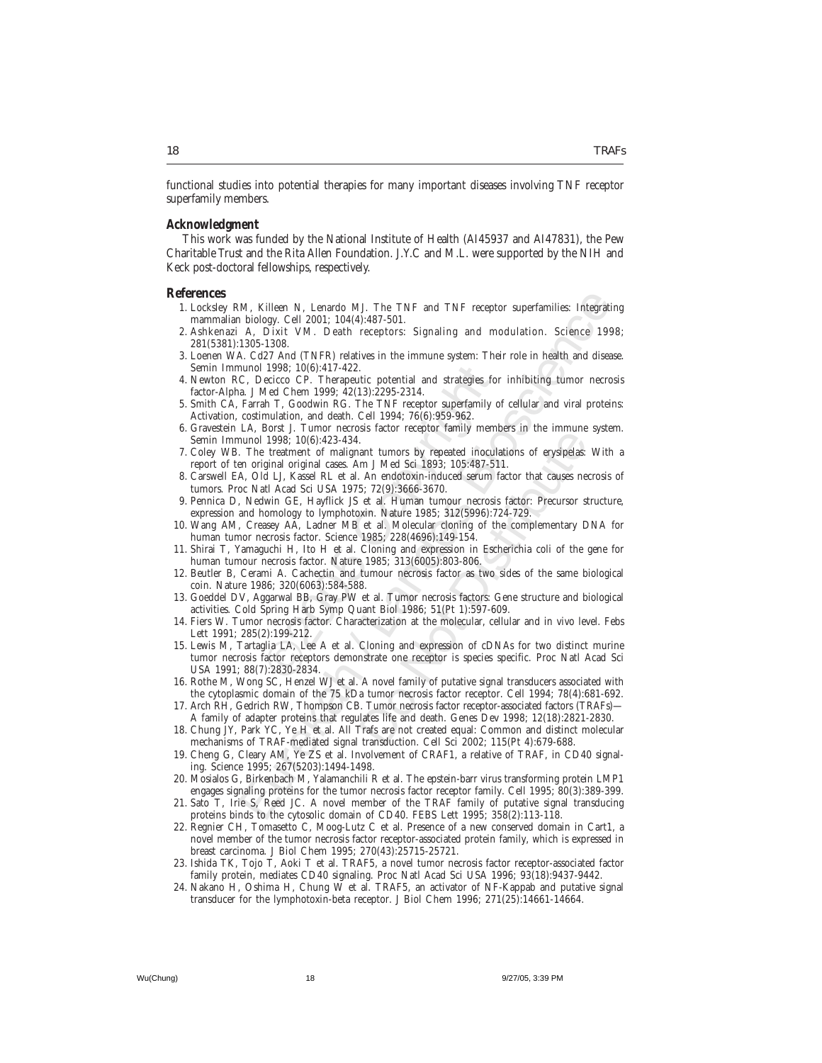functional studies into potential therapies for many important diseases involving TNF receptor superfamily members.

### Acknowledgment

This work was funded by the National Institute of Health (AI45937 and AI47831), the Pew Charitable Trust and the Rita Allen Foundation. J.Y.C and M.L. were supported by the NIH and Keck post-doctoral fellowships, respectively.

### References

1. Locksley RM, Killeen N, Lenardo MJ. The TNF and TNF receptor superfamilies: Integrating mammalian biology. Cell 2001; 104(4):487-501.
2. Ashkenazi A, Dixit VM. Death receptors: Signaling and modulation. Science 1998; 281(5381):1305-1308.
3. Loenen WA. Cd27 And (TNFR) relatives in the immune system: Their role in health and disease. Semin Immunol 1998; 10(6):417-422.
4. Newton RC, Decicco CP. Therapeutic potential and strategies for inhibiting tumor necrosis factor-Alpha. J Med Chem 1999; 42(13):2295-2314.
5. Smith CA, Farrah T, Goodwin RG. The TNF receptor superfamily of cellular and viral proteins: Activation, costimulation, and death. Cell 1994; 76(6):959-962.
6. Gravestein LA, Borst J. Tumor necrosis factor receptor family members in the immune system. Semin Immunol 1998; 10(6):423-434.
7. Coley WB. The treatment of malignant tumors by repeated inoculations of erysipelas: With a report of ten original original cases. Am J Med Sci 1893; 105:487-511.
8. Carswell EA, Old LJ, Kassel RL et al. An endotoxin-induced serum factor that causes necrosis of tumors. Proc Natl Acad Sci USA 1975; 72(9):3666-3670.
9. Pennica D, Nedwin GE, Hayflick JS et al. Human tumour necrosis factor: Precursor structure, expression and homology to lymphotoxin. Nature 1985; 312(5996):724-729.
10. Wang AM, Creasey AA, Ladner MB et al. Molecular cloning of the complementary DNA for human tumor necrosis factor. Science 1985; 228(4696):149-154.
11. Shirai T, Yamaguchi H, Ito H et al. Cloning and expression in Escherichia coli of the gene for human tumour necrosis factor. Nature 1985; 313(6005):803-806.
12. Beutler B, Cerami A. Cachectin and tumour necrosis factor as two sides of the same biological coin. Nature 1986; 320(6063):584-588.
13. Goeddel DV, Aggarwal BB, Gray PW et al. Tumor necrosis factors: Gene structure and biological activities. Cold Spring Harb Symp Quant Biol 1986; 51(Pt 1):597-609.
14. Fiers W. Tumor necrosis factor. Characterization at the molecular, cellular and in vivo level. Febs Lett 1991; 285(2):199-212.
15. Lewis M, Tartaglia LA, Lee A et al. Cloning and expression of cDNAs for two distinct murine tumor necrosis factor receptors demonstrate one receptor is species specific. Proc Natl Acad Sci USA 1991; 88(7):2830-2834.
16. Rothe M, Wong SC, Henzel WJ et al. A novel family of putative signal transducers associated with the cytoplasmic domain of the 75 kDa tumor necrosis factor receptor. Cell 1994; 78(4):681-692.
17. Arch RH, Gedrich RW, Thompson CB. Tumor necrosis factor receptor-associated factors (TRAFs)—A family of adapter proteins that regulates life and death. Genes Dev 1998; 12(18):2821-2830.
18. Chung JY, Park YC, Ye H et al. All Trafs are not created equal: Common and distinct molecular mechanisms of TRAF-mediated signal transduction. Cell Sci 2002; 115(Pt 4):679-688.
19. Cheng G, Cleary AM, Ye ZS et al. Involvement of CRAF1, a relative of TRAF, in CD40 signaling. Science 1995; 267(5203):1494-1498.
20. Mosialos G, Birkenbach M, Yalamanchili R et al. The epstein-barr virus transforming protein LMP1 engages signaling proteins for the tumor necrosis factor receptor family. Cell 1995; 80(3):389-399.
21. Sato T, Irie S, Reed JC. A novel member of the TRAF family of putative signal transducing proteins binds to the cytosolic domain of CD40. FEBS Lett 1995; 358(2):113-118.
22. Regnier CH, Tomasetto C, Moog-Lutz C et al. Presence of a new conserved domain in Cart1, a novel member of the tumor necrosis factor receptor-associated protein family, which is expressed in breast carcinoma. J Biol Chem 1995; 270(43):25715-25721.
23. Ishida TK, Tojo T, Aoki T et al. TRAF5, a novel tumor necrosis factor receptor-associated factor family protein, mediates CD40 signaling. Proc Natl Acad Sci USA 1996; 93(18):9437-9442.
24. Nakano H, Oshima H, Chung W et al. TRAF5, an activator of NF-Kappab and putative signal transducer for the lymphotoxin-beta receptor. J Biol Chem 1996; 271(25):14661-14664.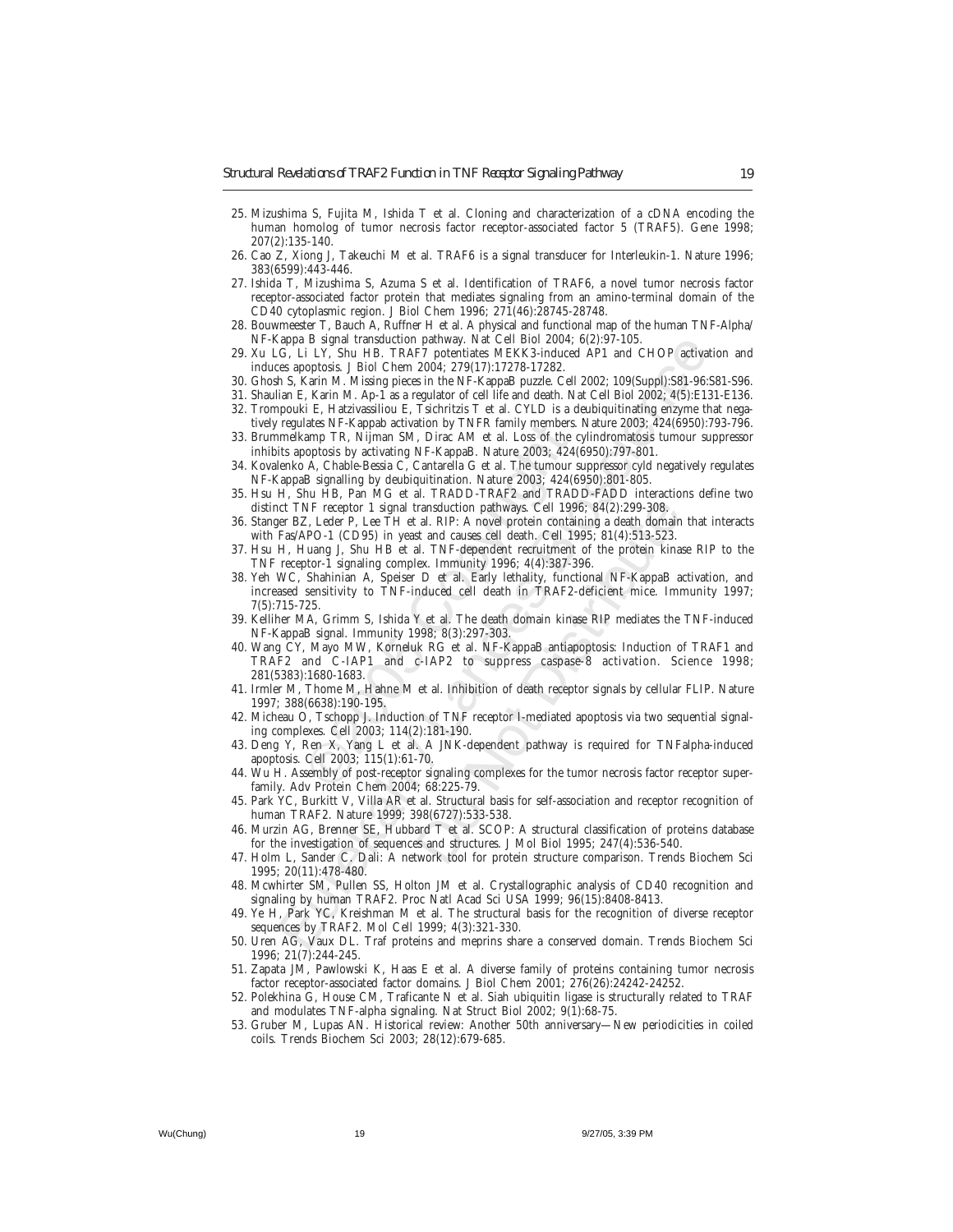25. Mizushima S, Fujita M, Ishida T et al. Cloning and characterization of a cDNA encoding the human homolog of tumor necrosis factor receptor-associated factor 5 (TRAF5). Gene 1998; 207(2):135-140.
26. Cao Z, Xiong J, Takeuchi M et al. TRAF6 is a signal transducer for Interleukin-1. Nature 1996; 383(6599):443-446.
27. Ishida T, Mizushima S, Azuma S et al. Identification of TRAF6, a novel tumor necrosis factor receptor-associated factor protein that mediates signaling from an amino-terminal domain of the CD40 cytoplasmic region. J Biol Chem 1996; 271(46):28745-28748.
28. Bouwmeester T, Bauch A, Ruffner H et al. A physical and functional map of the human TNF-Alpha/NF-Kappa B signal transduction pathway. Nat Cell Biol 2004; 6(2):97-105.
29. Xu LG, Li LY, Shu HB. TRAF7 potentiates MEKK3-induced AP1 and CHOP activation and induces apoptosis. J Biol Chem 2004; 279(17):17278-17282.
30. Ghosh S, Karin M. Missing pieces in the NF-KappaB puzzle. Cell 2002; 109(Suppl):S81-96:S81-S96.
31. Shaulian E, Karin M. Ap-1 as a regulator of cell life and death. Nat Cell Biol 2002; 4(5):E131-E136.
32. Trompouki E, Hatzivassiliou E, Tsichritzis T et al. CYLD is a deubiquitinating enzyme that negatively regulates NF-Kappab activation by TNFR family members. Nature 2003; 424(6950):793-796.
33. Brummelkamp TR, Nijman SM, Dirac AM et al. Loss of the cylindromatosis tumour suppressor inhibits apoptosis by activating NF-KappaB. Nature 2003; 424(6950):797-801.
34. Kovalenko A, Chable-Bessia C, Cantarella G et al. The tumour suppressor cyld negatively regulates NF-KappaB signalling by deubiquitination. Nature 2003; 424(6950):801-805.
35. Hsu H, Shu HB, Pan MG et al. TRADD-TRAF2 and TRADD-FADD interactions define two distinct TNF receptor 1 signal transduction pathways. Cell 1996; 84(2):299-308.
36. Stanger BZ, Leder P, Lee TH et al. RIP: A novel protein containing a death domain that interacts with Fas/APO-1 (CD95) in yeast and causes cell death. Cell 1995; 81(4):513-523.
37. Hsu H, Huang J, Shu HB et al. TNF-dependent recruitment of the protein kinase RIP to the TNF receptor-1 signaling complex. Immunity 1996; 4(4):387-396.
38. Yeh WC, Shahinian A, Speiser D et al. Early lethality, functional NF-KappaB activation, and increased sensitivity to TNF-induced cell death in TRAF2-deficient mice. Immunity 1997; 7(5):715-725.
39. Kelliher MA, Grimm S, Ishida Y et al. The death domain kinase RIP mediates the TNF-induced NF-KappaB signal. Immunity 1998; 8(3):297-303.
40. Wang CY, Mayo MW, Korneluk RG et al. NF-KappaB antiapoptosis: Induction of TRAF1 and TRAF2 and C-IAP1 and c-IAP2 to suppress caspase-8 activation. Science 1998; 281(5383):1680-1683.
41. Irmler M, Thome M, Hahne M et al. Inhibition of death receptor signals by cellular FLIP. Nature 1997; 388(6638):190-195.
42. Micheau O, Tschopp J. Induction of TNF receptor I-mediated apoptosis via two sequential signaling complexes. Cell 2003; 114(2):181-190.
43. Deng Y, Ren X, Yang L et al. A JNK-dependent pathway is required for TNFalpha-induced apoptosis. Cell 2003; 115(1):61-70.
44. Wu H. Assembly of post-receptor signaling complexes for the tumor necrosis factor receptor superfamily. Adv Protein Chem 2004; 68:225-79.
45. Park YC, Burkitt V, Villa AR et al. Structural basis for self-association and receptor recognition of human TRAF2. Nature 1999; 398(6727):533-538.
46. Murzin AG, Brenner SE, Hubbard T et al. SCOP: A structural classification of proteins database for the investigation of sequences and structures. J Mol Biol 1995; 247(4):536-540.
47. Holm L, Sander C. Dali: A network tool for protein structure comparison. Trends Biochem Sci 1995; 20(11):478-480.
48. Mcwhirter SM, Pullen SS, Holton JM et al. Crystallographic analysis of CD40 recognition and signaling by human TRAF2. Proc Natl Acad Sci USA 1999; 96(15):8408-8413.
49. Ye H, Park YC, Kreishman M et al. The structural basis for the recognition of diverse receptor sequences by TRAF2. Mol Cell 1999; 4(3):321-330.
50. Uren AG, Vaux DL. Traf proteins and meprins share a conserved domain. Trends Biochem Sci 1996; 21(7):244-245.
51. Zapata JM, Pawlowski K, Haas E et al. A diverse family of proteins containing tumor necrosis factor receptor-associated factor domains. J Biol Chem 2001; 276(26):24242-24252.
52. Polekhina G, House CM, Traficante N et al. Siah ubiquitin ligase is structurally related to TRAF and modulates TNF-alpha signaling. Nat Struct Biol 2002; 9(1):68-75.
53. Gruber M, Lupas AN. Historical review: Another 50th anniversary—New periodicities in coiled coils. Trends Biochem Sci 2003; 28(12):679-685.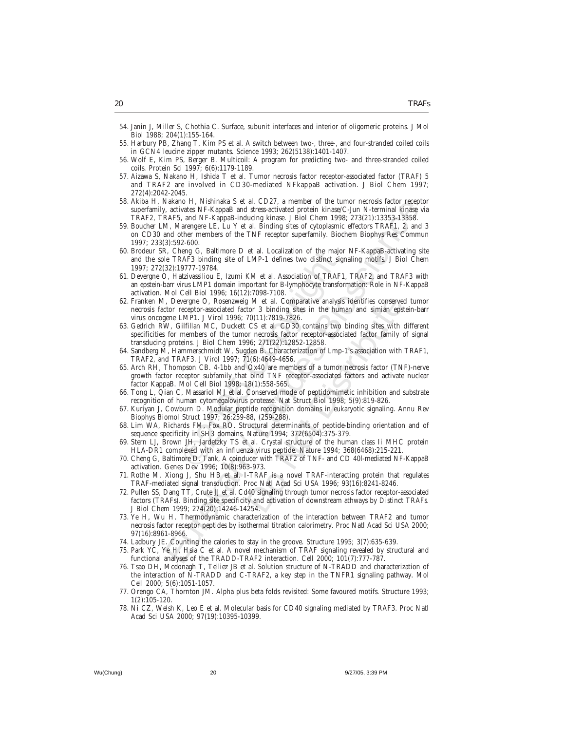54. Janin J, Miller S, Chothia C. Surface, subunit interfaces and interior of oligomeric proteins. J Mol Biol 1988; 204(1):155-164.
55. Harbury PB, Zhang T, Kim PS et al. A switch between two-, three-, and four-stranded coiled coils in GCN4 leucine zipper mutants. Science 1993; 262(5138):1401-1407.
56. Wolf E, Kim PS, Berger B. Multicoil: A program for predicting two- and three-stranded coiled coils. Protein Sci 1997; 6(6):1179-1189.
57. Aizawa S, Nakano H, Ishida T et al. Tumor necrosis factor receptor-associated factor (TRAF) 5 and TRAF2 are involved in CD30-mediated NFkappaB activation. J Biol Chem 1997; 272(4):2042-2045.
58. Akiba H, Nakano H, Nishinaka S et al. CD27, a member of the tumor necrosis factor receptor superfamily, activates NF-KappaB and stress-activated protein kinase/C-Jun N-terminal kinase via TRAF2, TRAF5, and NF-KappaB-inducing kinase. J Biol Chem 1998; 273(21):13353-13358.
59. Boucher LM, Marengere LE, Lu Y et al. Binding sites of cytoplasmic effectors TRAF1, 2, and 3 on CD30 and other members of the TNF receptor superfamily. Biochem Biophys Res Commun 1997; 233(3):592-600.
60. Brodeur SR, Cheng G, Baltimore D et al. Localization of the major NF-KappaB-activating site and the sole TRAF3 binding site of LMP-1 defines two distinct signaling motifs. J Biol Chem 1997; 272(32):19777-19784.
61. Devergne O, Hatzivassiliou E, Izumi KM et al. Association of TRAF1, TRAF2, and TRAF3 with an epstein-barr virus LMP1 domain important for B-lymphocyte transformation: Role in NF-KappaB activation. Mol Cell Biol 1996; 16(12):7098-7108.
62. Franken M, Devergne O, Rosenzweig M et al. Comparative analysis identifies conserved tumor necrosis factor receptor-associated factor 3 binding sites in the human and simian epstein-barr virus oncogene LMP1. J Virol 1996; 70(11):7819-7826.
63. Gedrich RW, Gilfillan MC, Duckett CS et al. CD30 contains two binding sites with different specificities for members of the tumor necrosis factor receptor-associated factor family of signal transducing proteins. J Biol Chem 1996; 271(22):12852-12858.
64. Sandberg M, Hammerschmidt W, Sugden B. Characterization of Lmp-1's association with TRAF1, TRAF2, and TRAF3. J Virol 1997; 71(6):4649-4656.
65. Arch RH, Thompson CB. 4-1bb and Ox40 are members of a tumor necrosis factor (TNF)-nerve growth factor receptor subfamily that bind TNF receptor-associated factors and activate nuclear factor KappaB. Mol Cell Biol 1998; 18(1):558-565.
66. Tong L, Qian C, Massariol MJ et al. Conserved mode of peptidomimetic inhibition and substrate recognition of human cytomegalovirus protease. Nat Struct Biol 1998; 5(9):819-826.
67. Kuriyan J, Cowburn D. Modular peptide recognition domains in eukaryotic signaling. Annu Rev Biophys Biomol Struct 1997; 26:259-88, (259-288).
68. Lim WA, Richards FM, Fox RO. Structural determinants of peptide-binding orientation and of sequence specificity in SH3 domains. Nature 1994; 372(6504):375-379.
69. Stern LJ, Brown JH, Jardetzky TS et al. Crystal structure of the human class Ii MHC protein HLA-DR1 complexed with an influenza virus peptide. Nature 1994; 368(6468):215-221.
70. Cheng G, Baltimore D. Tank, A coinducer with TRAF2 of TNF- and CD 40l-mediated NF-KappaB activation. Genes Dev 1996; 10(8):963-973.
71. Rothe M, Xiong J, Shu HB et al. I-TRAF is a novel TRAF-interacting protein that regulates TRAF-mediated signal transduction. Proc Natl Acad Sci USA 1996; 93(16):8241-8246.
72. Pullen SS, Dang TT, Crute JJ et al. Cd40 signaling through tumor necrosis factor receptor-associated factors (TRAFs). Binding site specificity and activation of downstream athways by Distinct TRAFs. J Biol Chem 1999; 274(20):14246-14254.
73. Ye H, Wu H. Thermodynamic characterization of the interaction between TRAF2 and tumor necrosis factor receptor peptides by isothermal titration calorimetry. Proc Natl Acad Sci USA 2000; 97(16):8961-8966.
74. Ladbury JE. Counting the calories to stay in the groove. Structure 1995; 3(7):635-639.
75. Park YC, Ye H, Hsia C et al. A novel mechanism of TRAF signaling revealed by structural and functional analyses of the TRADD-TRAF2 interaction. Cell 2000; 101(7):777-787.
76. Tsao DH, Mcdonagh T, Telliez JB et al. Solution structure of N-TRADD and characterization of the interaction of N-TRADD and C-TRAF2, a key step in the TNFR1 signaling pathway. Mol Cell 2000; 5(6):1051-1057.
77. Orengo CA, Thornton JM. Alpha plus beta folds revisited: Some favoured motifs. Structure 1993; 1(2):105-120.
78. Ni CZ, Welsh K, Leo E et al. Molecular basis for CD40 signaling mediated by TRAF3. Proc Natl Acad Sci USA 2000; 97(19):10395-10399.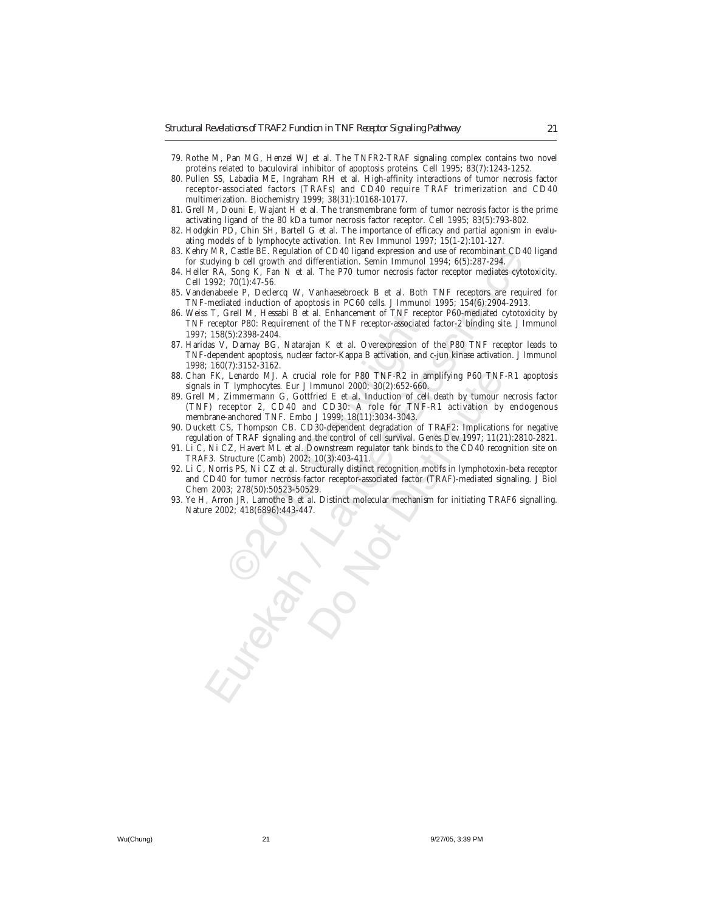79. Rothe M, Pan MG, Henzel WJ et al. The TNFR2-TRAF signaling complex contains two novel proteins related to baculoviral inhibitor of apoptosis proteins. Cell 1995; 83(7):1243-1252.
80. Pullen SS, Labadia ME, Ingraham RH et al. High-affinity interactions of tumor necrosis factor receptor-associated factors (TRAFs) and CD40 require TRAF trimerization and CD40 multimerization. Biochemistry 1999; 38(31):10168-10177.
81. Grell M, Douni E, Wajant H et al. The transmembrane form of tumor necrosis factor is the prime activating ligand of the 80 kDa tumor necrosis factor receptor. Cell 1995; 83(5):793-802.
82. Hodgkin PD, Chin SH, Bartell G et al. The importance of efficacy and partial agonism in evaluating models of b lymphocyte activation. Int Rev Immunol 1997; 15(1-2):101-127.
83. Kehry MR, Castle BE. Regulation of CD40 ligand expression and use of recombinant CD40 ligand for studying b cell growth and differentiation. Semin Immunol 1994; 6(5):287-294.
84. Heller RA, Song K, Fan N et al. The P70 tumor necrosis factor receptor mediates cytotoxicity. Cell 1992; 70(1):47-56.
85. Vandenabeele P, Declercq W, Vanhaesebroeck B et al. Both TNF receptors are required for TNF-mediated induction of apoptosis in PC60 cells. J Immunol 1995; 154(6):2904-2913.
86. Weiss T, Grell M, Hessabi B et al. Enhancement of TNF receptor P60-mediated cytotoxicity by TNF receptor P80: Requirement of the TNF receptor-associated factor-2 binding site. J Immunol 1997; 158(5):2398-2404.
87. Haridas V, Darnay BG, Natarajan K et al. Overexpression of the P80 TNF receptor leads to TNF-dependent apoptosis, nuclear factor-Kappa B activation, and c-jun kinase activation. J Immunol 1998; 160(7):3152-3162.
88. Chan FK, Lenardo MJ. A crucial role for P80 TNF-R2 in amplifying P60 TNF-R1 apoptosis signals in T lymphocytes. Eur J Immunol 2000; 30(2):652-660.
89. Grell M, Zimmermann G, Gottfried E et al. Induction of cell death by tumour necrosis factor (TNF) receptor 2, CD40 and CD30: A role for TNF-R1 activation by endogenous membrane-anchored TNF. Embo J 1999; 18(11):3034-3043.
90. Duckett CS, Thompson CB. CD30-dependent degradation of TRAF2: Implications for negative regulation of TRAF signaling and the control of cell survival. Genes Dev 1997; 11(21):2810-2821.
91. Li C, Ni CZ, Havert ML et al. Downstream regulator tank binds to the CD40 recognition site on TRAF3. Structure (Camb) 2002; 10(3):403-411.
92. Li C, Norris PS, Ni CZ et al. Structurally distinct recognition motifs in lymphotoxin-beta receptor and CD40 for tumor necrosis factor receptor-associated factor (TRAF)-mediated signaling. J Biol Chem 2003; 278(50):50523-50529.
93. Ye H, Arron JR, Lamothe B et al. Distinct molecular mechanism for initiating TRAF6 signalling. Nature 2002; 418(6896):443-447.